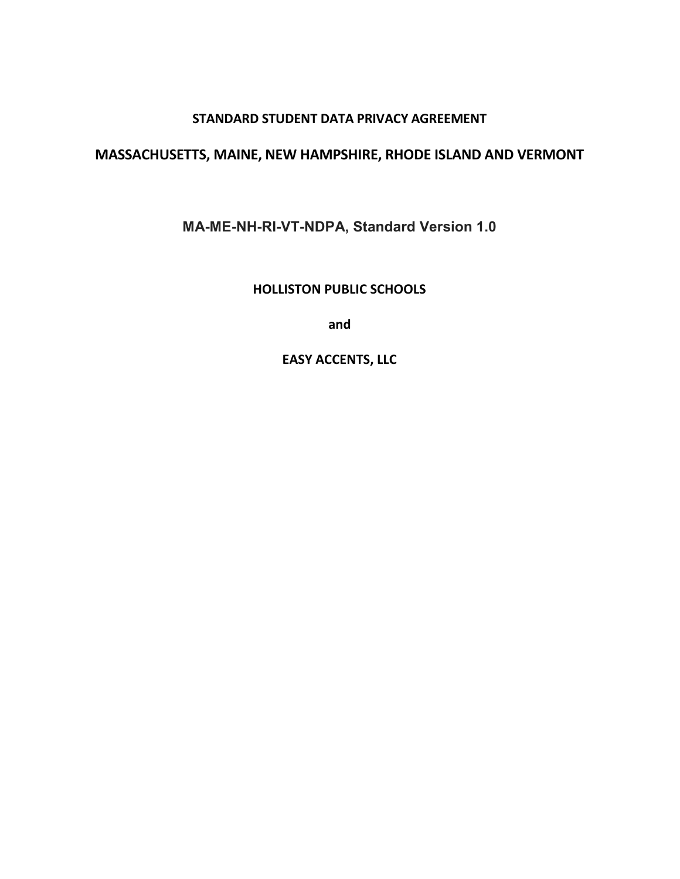# STANDARD STUDENT DATA PRIVACY AGREEMENT

## MASSACHUSETTS, MAINE, NEW HAMPSHIRE, RHODE ISLAND AND VERMONT

**MA-ME-NH-RI-VT-NDPA, Standard Version 1.0**

**HOLLISTON PUBLIC SCHOOLS**

**and**

**EASY ACCENTS, LLC**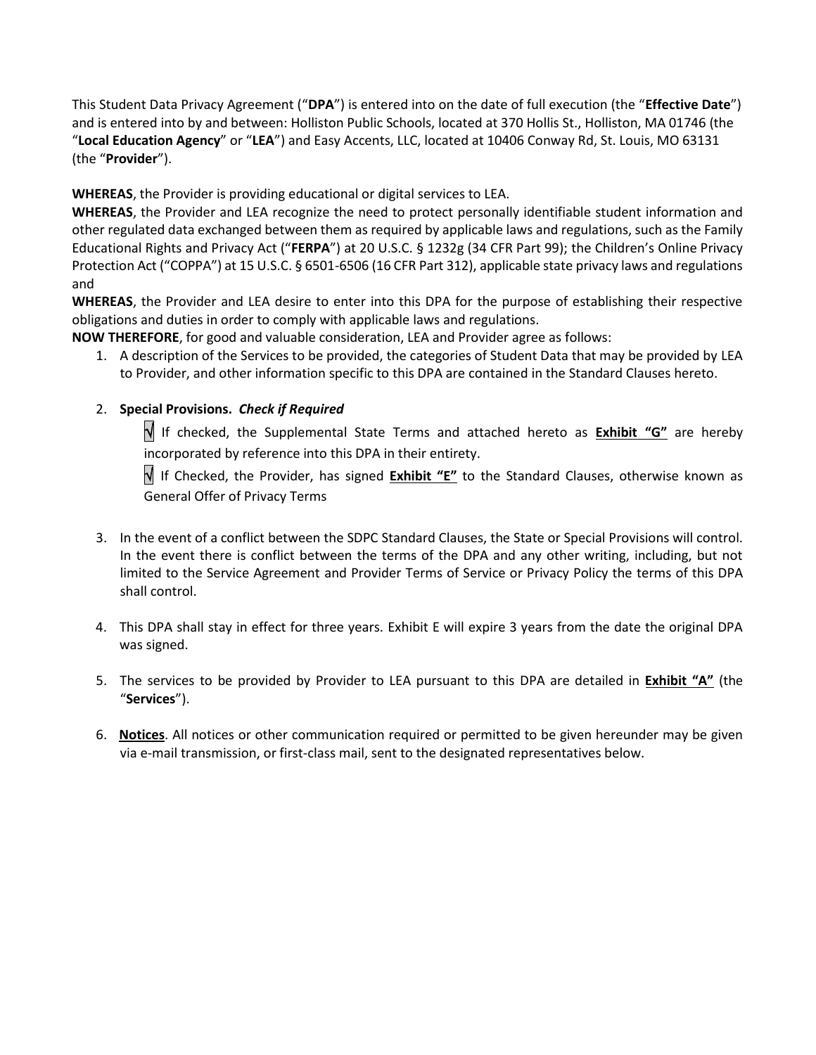This Student Data Privacy Agreement ("**DPA**") is entered into on the date of full execution (the "**Effective Date**") and is entered into by and between: Holliston Public Schools, located at 370 Hollis St., Holliston, MA 01746 (the "**Local Education Agency**" or "**LEA**") and Easy Accents, LLC, located at 10406 Conway Rd, St. Louis, MO 63131 (the "**Provider**").

**WHEREAS**, the Provider is providing educational or digital services to LEA.

**WHEREAS**, the Provider and LEA recognize the need to protect personally identifiable student information and other regulated data exchanged between them as required by applicable laws and regulations, such as the Family Educational Rights and Privacy Act ("**FERPA**") at 20 U.S.C. § 1232g (34 CFR Part 99); the Children's Online Privacy Protection Act ("COPPA") at 15 U.S.C. § 6501-6506 (16 CFR Part 312), applicable state privacy laws and regulations and

**WHEREAS**, the Provider and LEA desire to enter into this DPA for the purpose of establishing their respective obligations and duties in order to comply with applicable laws and regulations.

**NOW THEREFORE**, for good and valuable consideration, LEA and Provider agree as follows:

1. A description of the Services to be provided, the categories of Student Data that may be provided by LEA to Provider, and other information specific to this DPA are contained in the Standard Clauses hereto.

2. **Special Provisions.** ***Check if Required***

   √ If checked, the Supplemental State Terms and attached hereto as **Exhibit "G"** are hereby incorporated by reference into this DPA in their entirety.

   √ If Checked, the Provider, has signed **Exhibit "E"** to the Standard Clauses, otherwise known as General Offer of Privacy Terms

3. In the event of a conflict between the SDPC Standard Clauses, the State or Special Provisions will control. In the event there is conflict between the terms of the DPA and any other writing, including, but not limited to the Service Agreement and Provider Terms of Service or Privacy Policy the terms of this DPA shall control.

4. This DPA shall stay in effect for three years. Exhibit E will expire 3 years from the date the original DPA was signed.

5. The services to be provided by Provider to LEA pursuant to this DPA are detailed in **Exhibit "A"** (the "**Services**").

6. **Notices**. All notices or other communication required or permitted to be given hereunder may be given via e-mail transmission, or first-class mail, sent to the designated representatives below.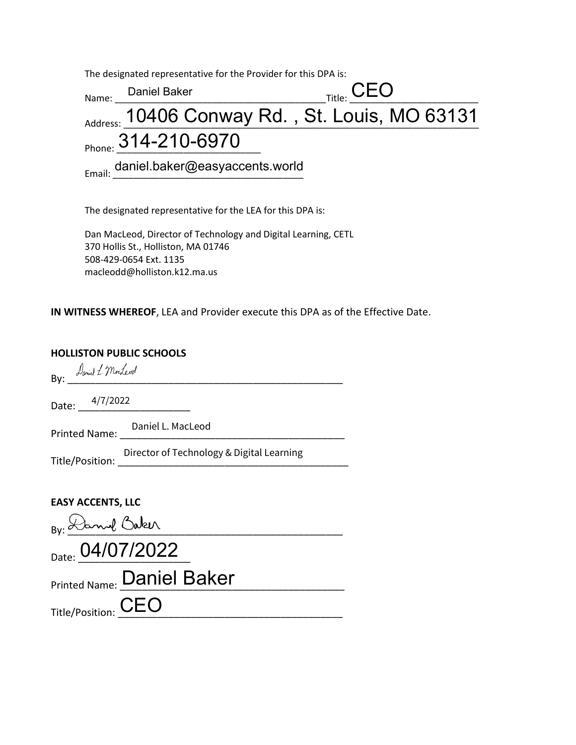The designated representative for the Provider for this DPA is:

Name: Daniel Baker Title: CEO

Address: 10406 Conway Rd. , St. Louis, MO 63131

Phone: 314-210-6970

Email: daniel.baker@easyaccents.world

The designated representative for the LEA for this DPA is:

Dan MacLeod, Director of Technology and Digital Learning, CETL
370 Hollis St., Holliston, MA 01746
508-429-0654 Ext. 1135
macleodd@holliston.k12.ma.us

**IN WITNESS WHEREOF**, LEA and Provider execute this DPA as of the Effective Date.

**HOLLISTON PUBLIC SCHOOLS**

By: Daniel L. MacLeod

Date: 4/7/2022

Printed Name: Daniel L. MacLeod

Title/Position: Director of Technology & Digital Learning

**EASY ACCENTS, LLC**

By: Daniel Baker

Date: 04/07/2022

Printed Name: Daniel Baker

Title/Position: CEO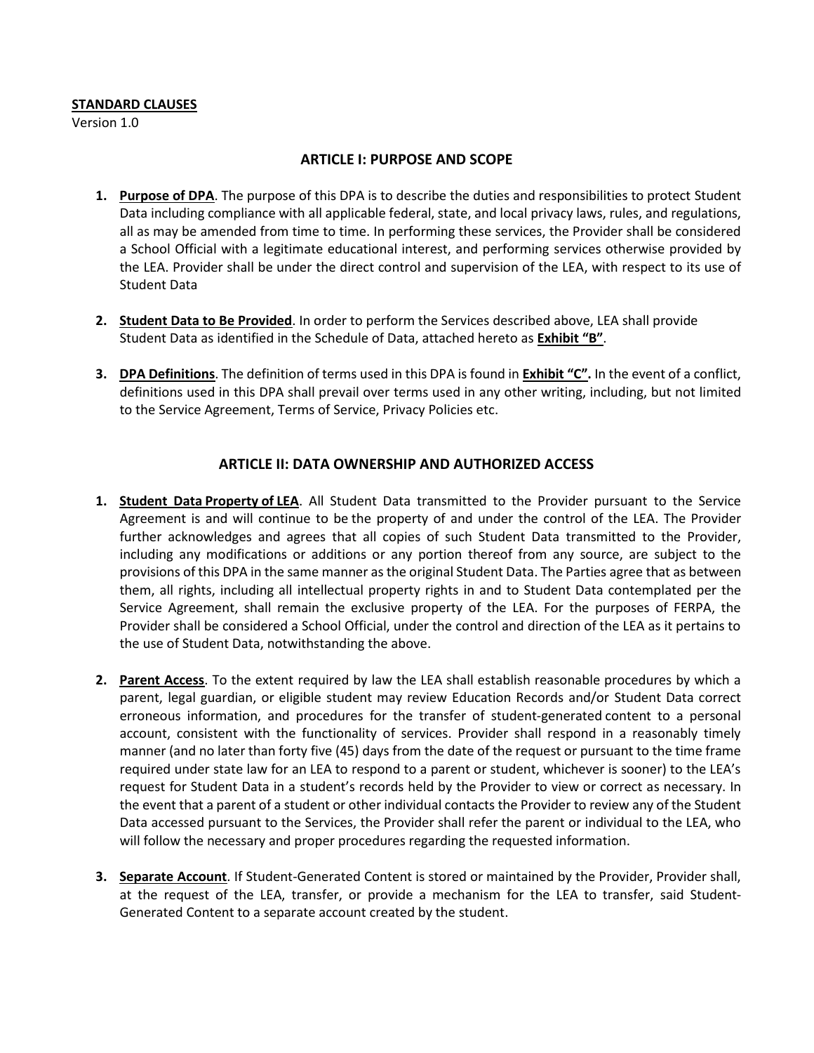**STANDARD CLAUSES**

Version 1.0

## ARTICLE I: PURPOSE AND SCOPE

1. **Purpose of DPA**. The purpose of this DPA is to describe the duties and responsibilities to protect Student Data including compliance with all applicable federal, state, and local privacy laws, rules, and regulations, all as may be amended from time to time. In performing these services, the Provider shall be considered a School Official with a legitimate educational interest, and performing services otherwise provided by the LEA. Provider shall be under the direct control and supervision of the LEA, with respect to its use of Student Data

2. **Student Data to Be Provided**. In order to perform the Services described above, LEA shall provide Student Data as identified in the Schedule of Data, attached hereto as **Exhibit "B"**.

3. **DPA Definitions**. The definition of terms used in this DPA is found in **Exhibit "C".** In the event of a conflict, definitions used in this DPA shall prevail over terms used in any other writing, including, but not limited to the Service Agreement, Terms of Service, Privacy Policies etc.

## ARTICLE II: DATA OWNERSHIP AND AUTHORIZED ACCESS

1. **Student Data Property of LEA**. All Student Data transmitted to the Provider pursuant to the Service Agreement is and will continue to be the property of and under the control of the LEA. The Provider further acknowledges and agrees that all copies of such Student Data transmitted to the Provider, including any modifications or additions or any portion thereof from any source, are subject to the provisions of this DPA in the same manner as the original Student Data. The Parties agree that as between them, all rights, including all intellectual property rights in and to Student Data contemplated per the Service Agreement, shall remain the exclusive property of the LEA. For the purposes of FERPA, the Provider shall be considered a School Official, under the control and direction of the LEA as it pertains to the use of Student Data, notwithstanding the above.

2. **Parent Access**. To the extent required by law the LEA shall establish reasonable procedures by which a parent, legal guardian, or eligible student may review Education Records and/or Student Data correct erroneous information, and procedures for the transfer of student-generated content to a personal account, consistent with the functionality of services. Provider shall respond in a reasonably timely manner (and no later than forty five (45) days from the date of the request or pursuant to the time frame required under state law for an LEA to respond to a parent or student, whichever is sooner) to the LEA's request for Student Data in a student's records held by the Provider to view or correct as necessary. In the event that a parent of a student or other individual contacts the Provider to review any of the Student Data accessed pursuant to the Services, the Provider shall refer the parent or individual to the LEA, who will follow the necessary and proper procedures regarding the requested information.

3. **Separate Account**. If Student-Generated Content is stored or maintained by the Provider, Provider shall, at the request of the LEA, transfer, or provide a mechanism for the LEA to transfer, said Student-Generated Content to a separate account created by the student.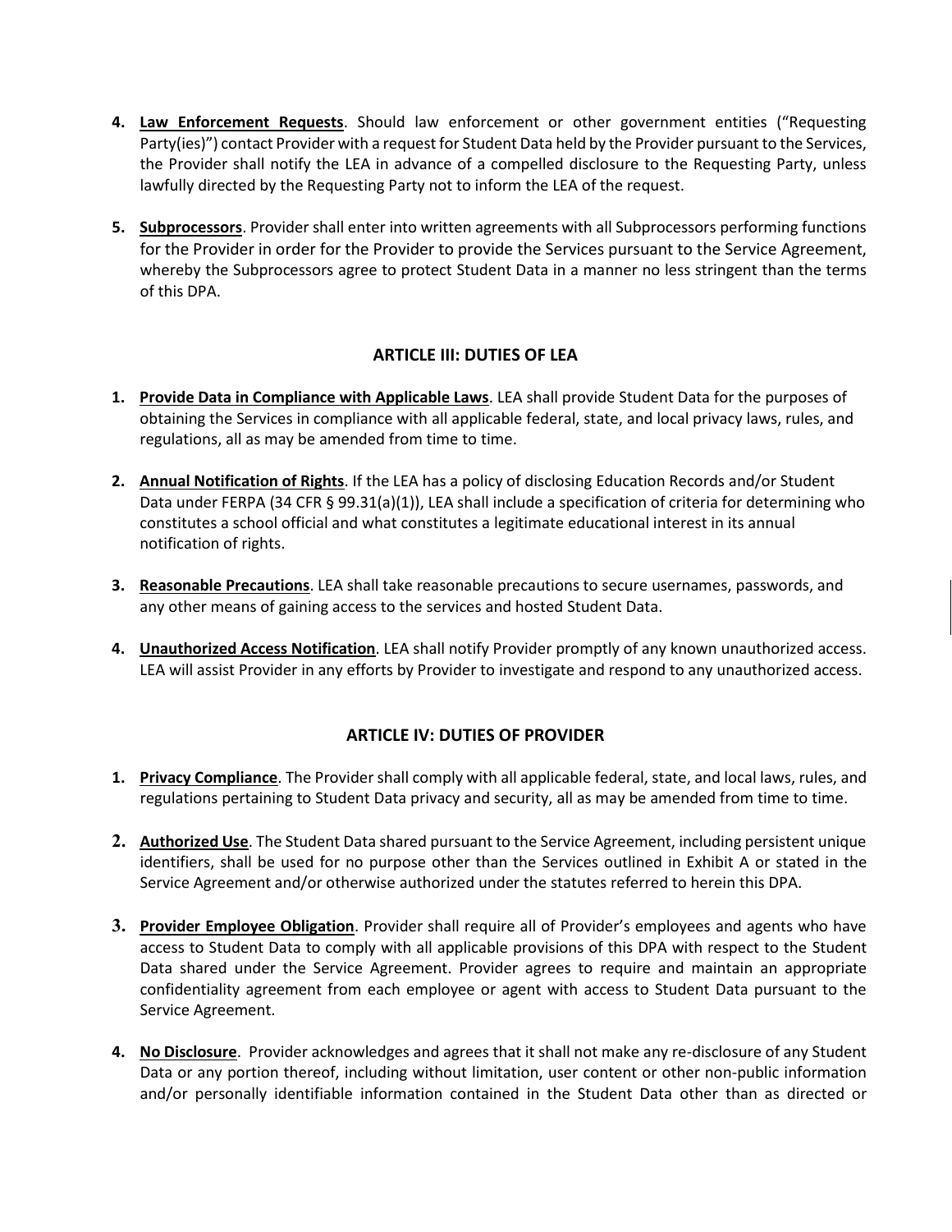4. **Law Enforcement Requests**. Should law enforcement or other government entities ("Requesting Party(ies)") contact Provider with a request for Student Data held by the Provider pursuant to the Services, the Provider shall notify the LEA in advance of a compelled disclosure to the Requesting Party, unless lawfully directed by the Requesting Party not to inform the LEA of the request.

5. **Subprocessors**. Provider shall enter into written agreements with all Subprocessors performing functions for the Provider in order for the Provider to provide the Services pursuant to the Service Agreement, whereby the Subprocessors agree to protect Student Data in a manner no less stringent than the terms of this DPA.

## ARTICLE III: DUTIES OF LEA

1. **Provide Data in Compliance with Applicable Laws**. LEA shall provide Student Data for the purposes of obtaining the Services in compliance with all applicable federal, state, and local privacy laws, rules, and regulations, all as may be amended from time to time.

2. **Annual Notification of Rights**. If the LEA has a policy of disclosing Education Records and/or Student Data under FERPA (34 CFR § 99.31(a)(1)), LEA shall include a specification of criteria for determining who constitutes a school official and what constitutes a legitimate educational interest in its annual notification of rights.

3. **Reasonable Precautions**. LEA shall take reasonable precautions to secure usernames, passwords, and any other means of gaining access to the services and hosted Student Data.

4. **Unauthorized Access Notification**. LEA shall notify Provider promptly of any known unauthorized access. LEA will assist Provider in any efforts by Provider to investigate and respond to any unauthorized access.

## ARTICLE IV: DUTIES OF PROVIDER

1. **Privacy Compliance**. The Provider shall comply with all applicable federal, state, and local laws, rules, and regulations pertaining to Student Data privacy and security, all as may be amended from time to time.

2. **Authorized Use**. The Student Data shared pursuant to the Service Agreement, including persistent unique identifiers, shall be used for no purpose other than the Services outlined in Exhibit A or stated in the Service Agreement and/or otherwise authorized under the statutes referred to herein this DPA.

3. **Provider Employee Obligation**. Provider shall require all of Provider's employees and agents who have access to Student Data to comply with all applicable provisions of this DPA with respect to the Student Data shared under the Service Agreement. Provider agrees to require and maintain an appropriate confidentiality agreement from each employee or agent with access to Student Data pursuant to the Service Agreement.

4. **No Disclosure**. Provider acknowledges and agrees that it shall not make any re-disclosure of any Student Data or any portion thereof, including without limitation, user content or other non-public information and/or personally identifiable information contained in the Student Data other than as directed or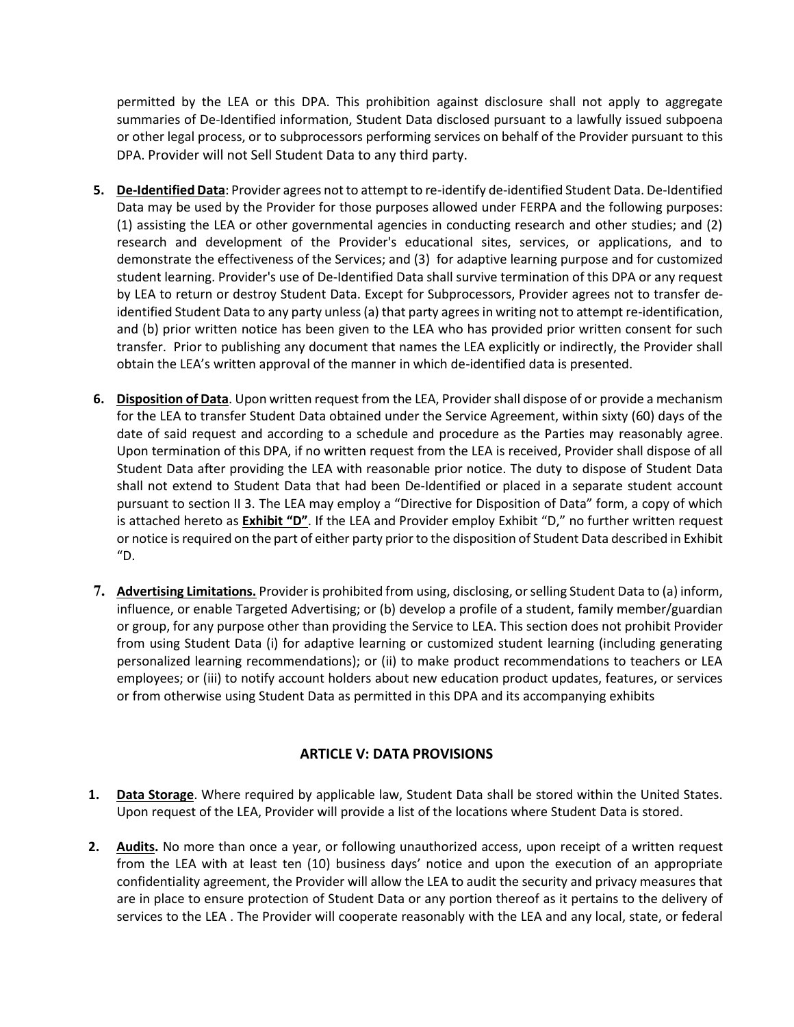permitted by the LEA or this DPA. This prohibition against disclosure shall not apply to aggregate summaries of De-Identified information, Student Data disclosed pursuant to a lawfully issued subpoena or other legal process, or to subprocessors performing services on behalf of the Provider pursuant to this DPA. Provider will not Sell Student Data to any third party.

5. **De-Identified Data**: Provider agrees not to attempt to re-identify de-identified Student Data. De-Identified Data may be used by the Provider for those purposes allowed under FERPA and the following purposes: (1) assisting the LEA or other governmental agencies in conducting research and other studies; and (2) research and development of the Provider's educational sites, services, or applications, and to demonstrate the effectiveness of the Services; and (3) for adaptive learning purpose and for customized student learning. Provider's use of De-Identified Data shall survive termination of this DPA or any request by LEA to return or destroy Student Data. Except for Subprocessors, Provider agrees not to transfer de-identified Student Data to any party unless (a) that party agrees in writing not to attempt re-identification, and (b) prior written notice has been given to the LEA who has provided prior written consent for such transfer. Prior to publishing any document that names the LEA explicitly or indirectly, the Provider shall obtain the LEA's written approval of the manner in which de-identified data is presented.

6. **Disposition of Data**. Upon written request from the LEA, Provider shall dispose of or provide a mechanism for the LEA to transfer Student Data obtained under the Service Agreement, within sixty (60) days of the date of said request and according to a schedule and procedure as the Parties may reasonably agree. Upon termination of this DPA, if no written request from the LEA is received, Provider shall dispose of all Student Data after providing the LEA with reasonable prior notice. The duty to dispose of Student Data shall not extend to Student Data that had been De-Identified or placed in a separate student account pursuant to section II 3. The LEA may employ a "Directive for Disposition of Data" form, a copy of which is attached hereto as **Exhibit "D"**. If the LEA and Provider employ Exhibit "D," no further written request or notice is required on the part of either party prior to the disposition of Student Data described in Exhibit "D.

7. **Advertising Limitations.** Provider is prohibited from using, disclosing, or selling Student Data to (a) inform, influence, or enable Targeted Advertising; or (b) develop a profile of a student, family member/guardian or group, for any purpose other than providing the Service to LEA. This section does not prohibit Provider from using Student Data (i) for adaptive learning or customized student learning (including generating personalized learning recommendations); or (ii) to make product recommendations to teachers or LEA employees; or (iii) to notify account holders about new education product updates, features, or services or from otherwise using Student Data as permitted in this DPA and its accompanying exhibits

## ARTICLE V: DATA PROVISIONS

1. **Data Storage**. Where required by applicable law, Student Data shall be stored within the United States. Upon request of the LEA, Provider will provide a list of the locations where Student Data is stored.

2. **Audits.** No more than once a year, or following unauthorized access, upon receipt of a written request from the LEA with at least ten (10) business days' notice and upon the execution of an appropriate confidentiality agreement, the Provider will allow the LEA to audit the security and privacy measures that are in place to ensure protection of Student Data or any portion thereof as it pertains to the delivery of services to the LEA . The Provider will cooperate reasonably with the LEA and any local, state, or federal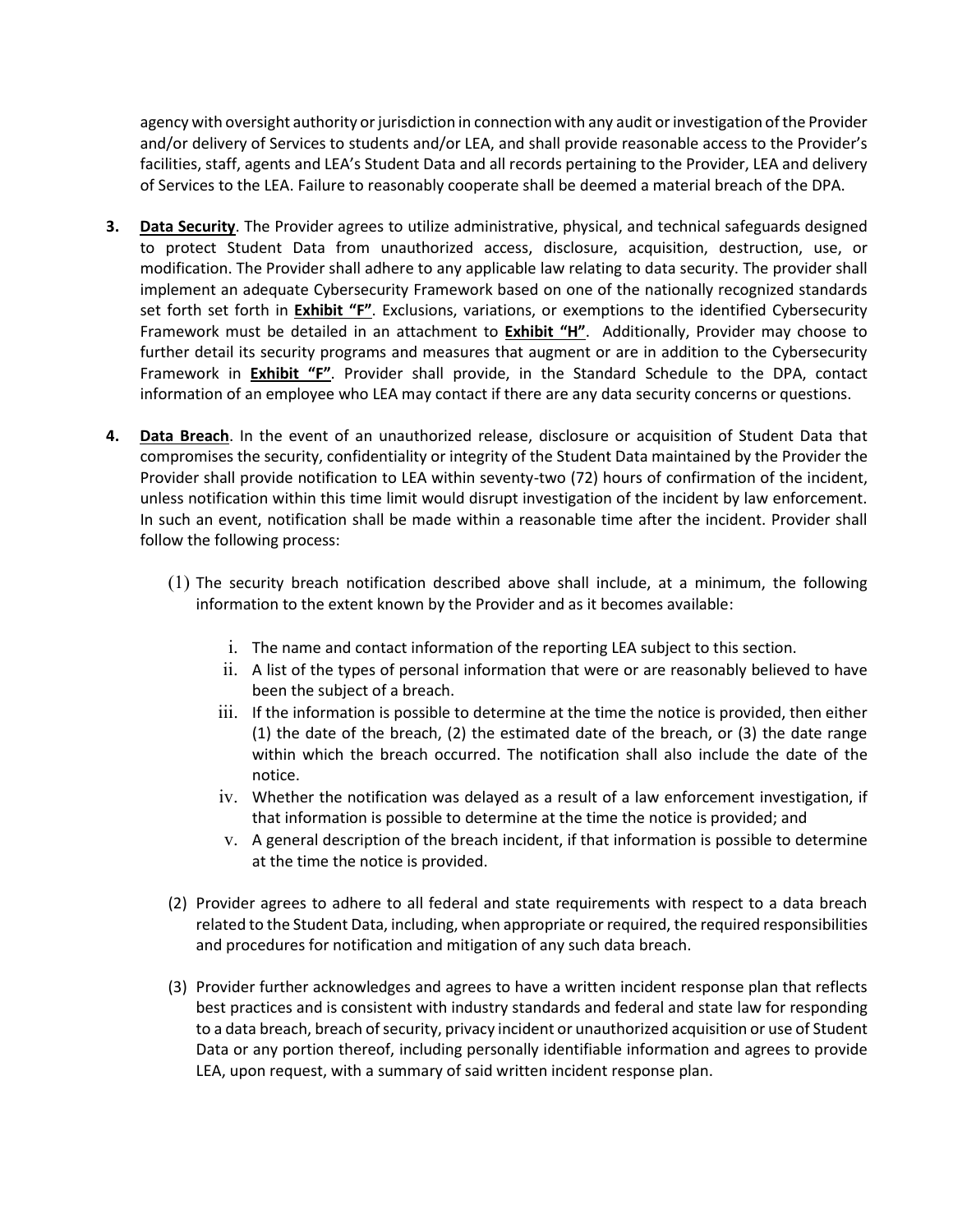agency with oversight authority or jurisdiction in connection with any audit or investigation of the Provider and/or delivery of Services to students and/or LEA, and shall provide reasonable access to the Provider's facilities, staff, agents and LEA's Student Data and all records pertaining to the Provider, LEA and delivery of Services to the LEA. Failure to reasonably cooperate shall be deemed a material breach of the DPA.

3. **Data Security**. The Provider agrees to utilize administrative, physical, and technical safeguards designed to protect Student Data from unauthorized access, disclosure, acquisition, destruction, use, or modification. The Provider shall adhere to any applicable law relating to data security. The provider shall implement an adequate Cybersecurity Framework based on one of the nationally recognized standards set forth set forth in **Exhibit "F"**. Exclusions, variations, or exemptions to the identified Cybersecurity Framework must be detailed in an attachment to **Exhibit "H"**. Additionally, Provider may choose to further detail its security programs and measures that augment or are in addition to the Cybersecurity Framework in **Exhibit "F"**. Provider shall provide, in the Standard Schedule to the DPA, contact information of an employee who LEA may contact if there are any data security concerns or questions.

4. **Data Breach**. In the event of an unauthorized release, disclosure or acquisition of Student Data that compromises the security, confidentiality or integrity of the Student Data maintained by the Provider the Provider shall provide notification to LEA within seventy-two (72) hours of confirmation of the incident, unless notification within this time limit would disrupt investigation of the incident by law enforcement. In such an event, notification shall be made within a reasonable time after the incident. Provider shall follow the following process:

   (1) The security breach notification described above shall include, at a minimum, the following information to the extent known by the Provider and as it becomes available:

      i. The name and contact information of the reporting LEA subject to this section.
      ii. A list of the types of personal information that were or are reasonably believed to have been the subject of a breach.
      iii. If the information is possible to determine at the time the notice is provided, then either (1) the date of the breach, (2) the estimated date of the breach, or (3) the date range within which the breach occurred. The notification shall also include the date of the notice.
      iv. Whether the notification was delayed as a result of a law enforcement investigation, if that information is possible to determine at the time the notice is provided; and
      v. A general description of the breach incident, if that information is possible to determine at the time the notice is provided.

   (2) Provider agrees to adhere to all federal and state requirements with respect to a data breach related to the Student Data, including, when appropriate or required, the required responsibilities and procedures for notification and mitigation of any such data breach.

   (3) Provider further acknowledges and agrees to have a written incident response plan that reflects best practices and is consistent with industry standards and federal and state law for responding to a data breach, breach of security, privacy incident or unauthorized acquisition or use of Student Data or any portion thereof, including personally identifiable information and agrees to provide LEA, upon request, with a summary of said written incident response plan.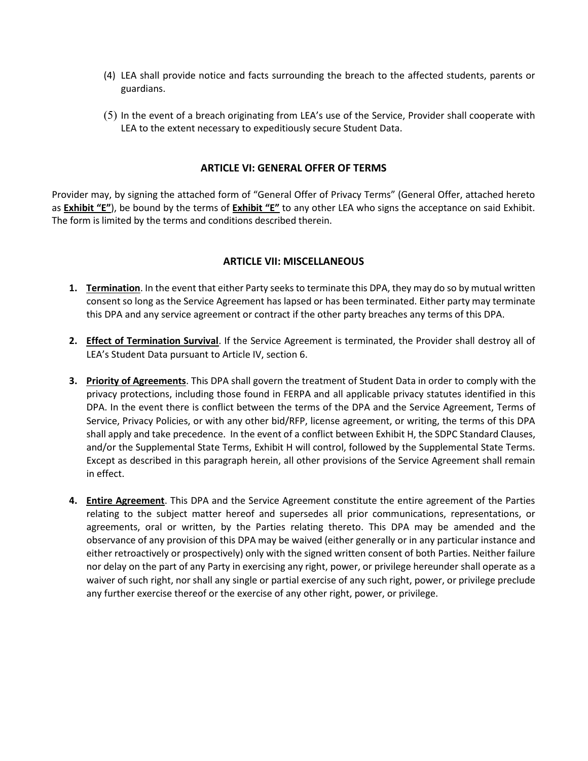(4) LEA shall provide notice and facts surrounding the breach to the affected students, parents or guardians.

(5) In the event of a breach originating from LEA's use of the Service, Provider shall cooperate with LEA to the extent necessary to expeditiously secure Student Data.

## ARTICLE VI: GENERAL OFFER OF TERMS

Provider may, by signing the attached form of "General Offer of Privacy Terms" (General Offer, attached hereto as **Exhibit "E"**), be bound by the terms of **Exhibit "E"** to any other LEA who signs the acceptance on said Exhibit. The form is limited by the terms and conditions described therein.

## ARTICLE VII: MISCELLANEOUS

1. **Termination**. In the event that either Party seeks to terminate this DPA, they may do so by mutual written consent so long as the Service Agreement has lapsed or has been terminated. Either party may terminate this DPA and any service agreement or contract if the other party breaches any terms of this DPA.

2. **Effect of Termination Survival**. If the Service Agreement is terminated, the Provider shall destroy all of LEA's Student Data pursuant to Article IV, section 6.

3. **Priority of Agreements**. This DPA shall govern the treatment of Student Data in order to comply with the privacy protections, including those found in FERPA and all applicable privacy statutes identified in this DPA. In the event there is conflict between the terms of the DPA and the Service Agreement, Terms of Service, Privacy Policies, or with any other bid/RFP, license agreement, or writing, the terms of this DPA shall apply and take precedence. In the event of a conflict between Exhibit H, the SDPC Standard Clauses, and/or the Supplemental State Terms, Exhibit H will control, followed by the Supplemental State Terms. Except as described in this paragraph herein, all other provisions of the Service Agreement shall remain in effect.

4. **Entire Agreement**. This DPA and the Service Agreement constitute the entire agreement of the Parties relating to the subject matter hereof and supersedes all prior communications, representations, or agreements, oral or written, by the Parties relating thereto. This DPA may be amended and the observance of any provision of this DPA may be waived (either generally or in any particular instance and either retroactively or prospectively) only with the signed written consent of both Parties. Neither failure nor delay on the part of any Party in exercising any right, power, or privilege hereunder shall operate as a waiver of such right, nor shall any single or partial exercise of any such right, power, or privilege preclude any further exercise thereof or the exercise of any other right, power, or privilege.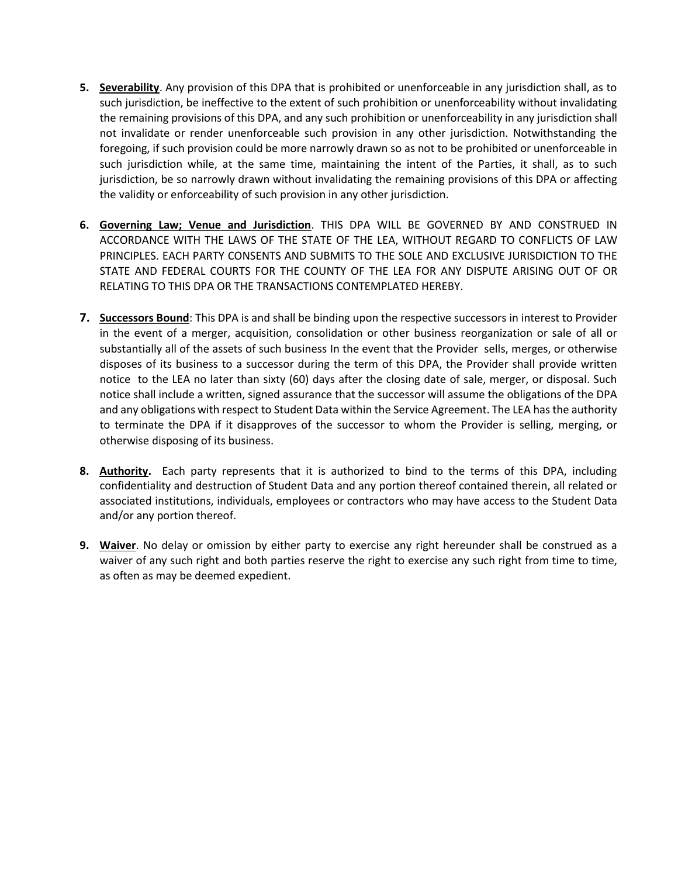5. **Severability**. Any provision of this DPA that is prohibited or unenforceable in any jurisdiction shall, as to such jurisdiction, be ineffective to the extent of such prohibition or unenforceability without invalidating the remaining provisions of this DPA, and any such prohibition or unenforceability in any jurisdiction shall not invalidate or render unenforceable such provision in any other jurisdiction. Notwithstanding the foregoing, if such provision could be more narrowly drawn so as not to be prohibited or unenforceable in such jurisdiction while, at the same time, maintaining the intent of the Parties, it shall, as to such jurisdiction, be so narrowly drawn without invalidating the remaining provisions of this DPA or affecting the validity or enforceability of such provision in any other jurisdiction.

6. **Governing Law; Venue and Jurisdiction**. THIS DPA WILL BE GOVERNED BY AND CONSTRUED IN ACCORDANCE WITH THE LAWS OF THE STATE OF THE LEA, WITHOUT REGARD TO CONFLICTS OF LAW PRINCIPLES. EACH PARTY CONSENTS AND SUBMITS TO THE SOLE AND EXCLUSIVE JURISDICTION TO THE STATE AND FEDERAL COURTS FOR THE COUNTY OF THE LEA FOR ANY DISPUTE ARISING OUT OF OR RELATING TO THIS DPA OR THE TRANSACTIONS CONTEMPLATED HEREBY.

7. **Successors Bound**: This DPA is and shall be binding upon the respective successors in interest to Provider in the event of a merger, acquisition, consolidation or other business reorganization or sale of all or substantially all of the assets of such business In the event that the Provider sells, merges, or otherwise disposes of its business to a successor during the term of this DPA, the Provider shall provide written notice to the LEA no later than sixty (60) days after the closing date of sale, merger, or disposal. Such notice shall include a written, signed assurance that the successor will assume the obligations of the DPA and any obligations with respect to Student Data within the Service Agreement. The LEA has the authority to terminate the DPA if it disapproves of the successor to whom the Provider is selling, merging, or otherwise disposing of its business.

8. **Authority.** Each party represents that it is authorized to bind to the terms of this DPA, including confidentiality and destruction of Student Data and any portion thereof contained therein, all related or associated institutions, individuals, employees or contractors who may have access to the Student Data and/or any portion thereof.

9. **Waiver**. No delay or omission by either party to exercise any right hereunder shall be construed as a waiver of any such right and both parties reserve the right to exercise any such right from time to time, as often as may be deemed expedient.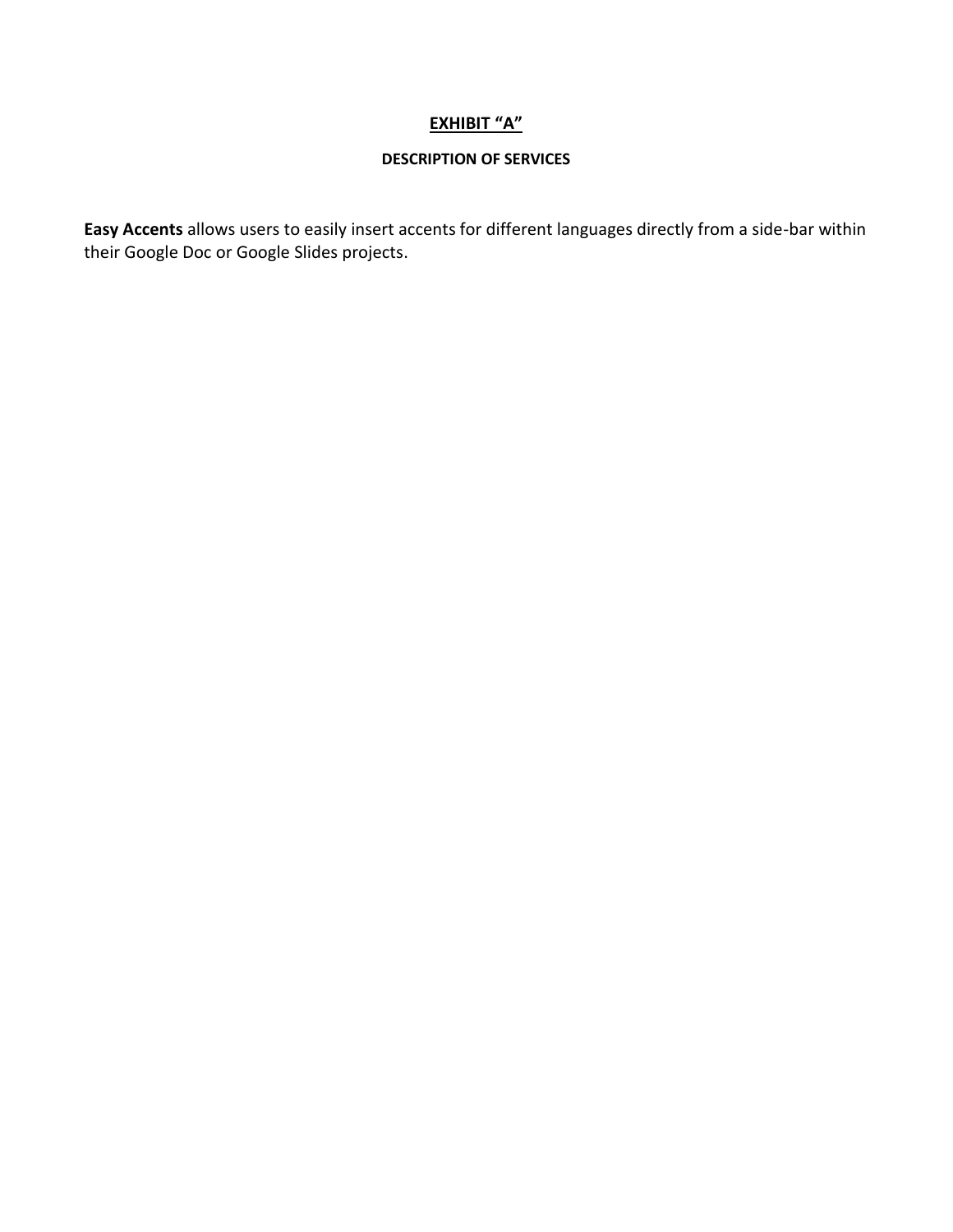# EXHIBIT "A"

## DESCRIPTION OF SERVICES

**Easy Accents** allows users to easily insert accents for different languages directly from a side-bar within their Google Doc or Google Slides projects.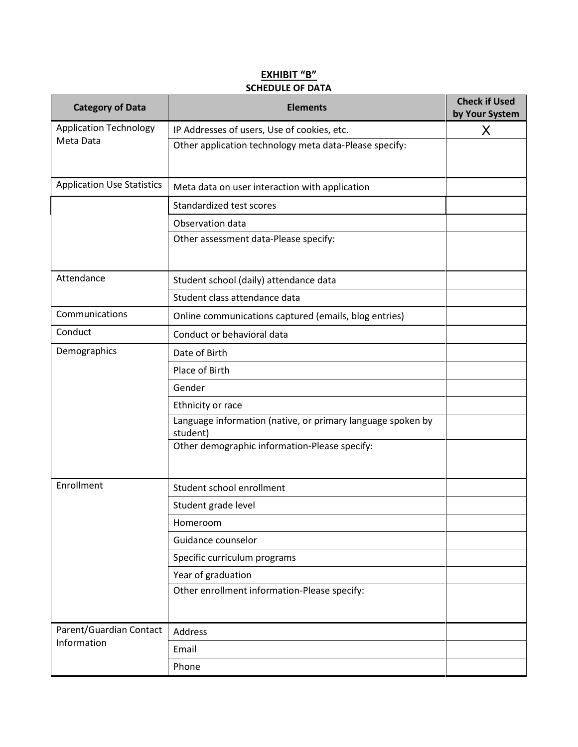**EXHIBIT "B"**

**SCHEDULE OF DATA**

| Category of Data | Elements | Check if Used by Your System |
|---|---|---|
| Application Technology Meta Data | IP Addresses of users, Use of cookies, etc. | X |
| | Other application technology meta data-Please specify: | |
| Application Use Statistics | Meta data on user interaction with application | |
| | Standardized test scores | |
| | Observation data | |
| | Other assessment data-Please specify: | |
| Attendance | Student school (daily) attendance data | |
| | Student class attendance data | |
| Communications | Online communications captured (emails, blog entries) | |
| Conduct | Conduct or behavioral data | |
| Demographics | Date of Birth | |
| | Place of Birth | |
| | Gender | |
| | Ethnicity or race | |
| | Language information (native, or primary language spoken by student) | |
| | Other demographic information-Please specify: | |
| Enrollment | Student school enrollment | |
| | Student grade level | |
| | Homeroom | |
| | Guidance counselor | |
| | Specific curriculum programs | |
| | Year of graduation | |
| | Other enrollment information-Please specify: | |
| Parent/Guardian Contact Information | Address | |
| | Email | |
| | Phone | |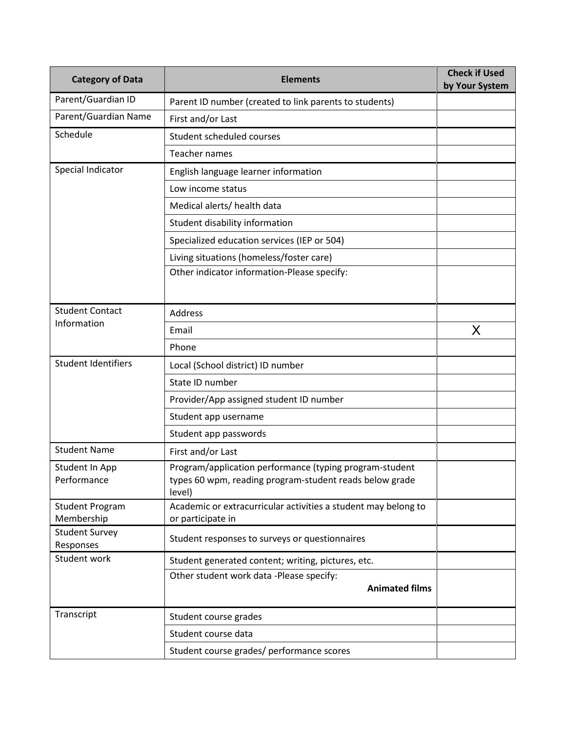| Category of Data | Elements | Check if Used by Your System |
|---|---|---|
| Parent/Guardian ID | Parent ID number (created to link parents to students) | |
| Parent/Guardian Name | First and/or Last | |
| Schedule | Student scheduled courses | |
| | Teacher names | |
| Special Indicator | English language learner information | |
| | Low income status | |
| | Medical alerts/ health data | |
| | Student disability information | |
| | Specialized education services (IEP or 504) | |
| | Living situations (homeless/foster care) | |
| | Other indicator information-Please specify: | |
| Student Contact Information | Address | |
| | Email | X |
| | Phone | |
| Student Identifiers | Local (School district) ID number | |
| | State ID number | |
| | Provider/App assigned student ID number | |
| | Student app username | |
| | Student app passwords | |
| Student Name | First and/or Last | |
| Student In App Performance | Program/application performance (typing program-student types 60 wpm, reading program-student reads below grade level) | |
| Student Program Membership | Academic or extracurricular activities a student may belong to or participate in | |
| Student Survey Responses | Student responses to surveys or questionnaires | |
| Student work | Student generated content; writing, pictures, etc. | |
| | Other student work data -Please specify: **Animated films** | |
| Transcript | Student course grades | |
| | Student course data | |
| | Student course grades/ performance scores | |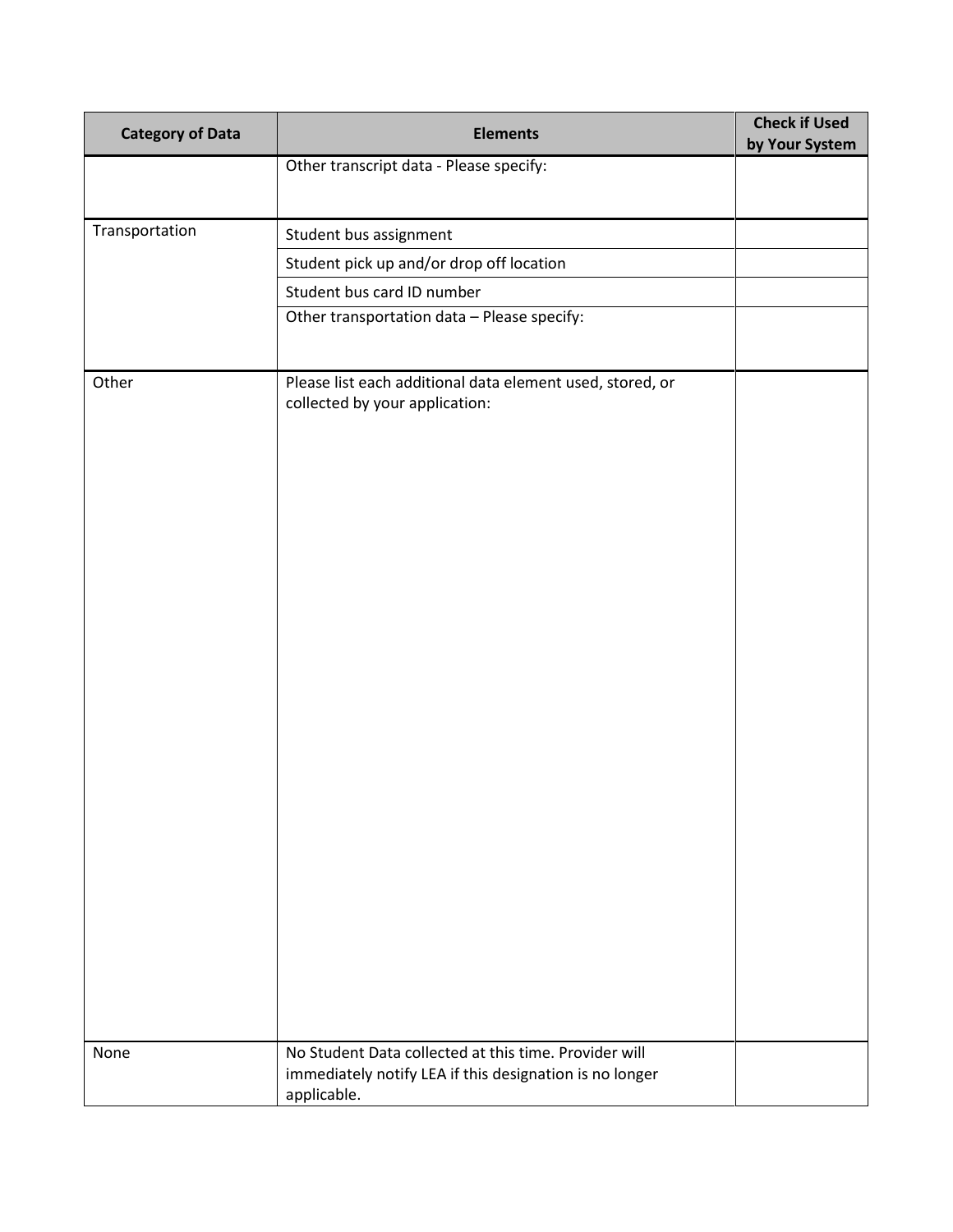| Category of Data | Elements | Check if Used by Your System |
|---|---|---|
| | Other transcript data - Please specify: | |
| Transportation | Student bus assignment | |
| | Student pick up and/or drop off location | |
| | Student bus card ID number | |
| | Other transportation data – Please specify: | |
| Other | Please list each additional data element used, stored, or collected by your application: | |
| None | No Student Data collected at this time. Provider will immediately notify LEA if this designation is no longer applicable. | |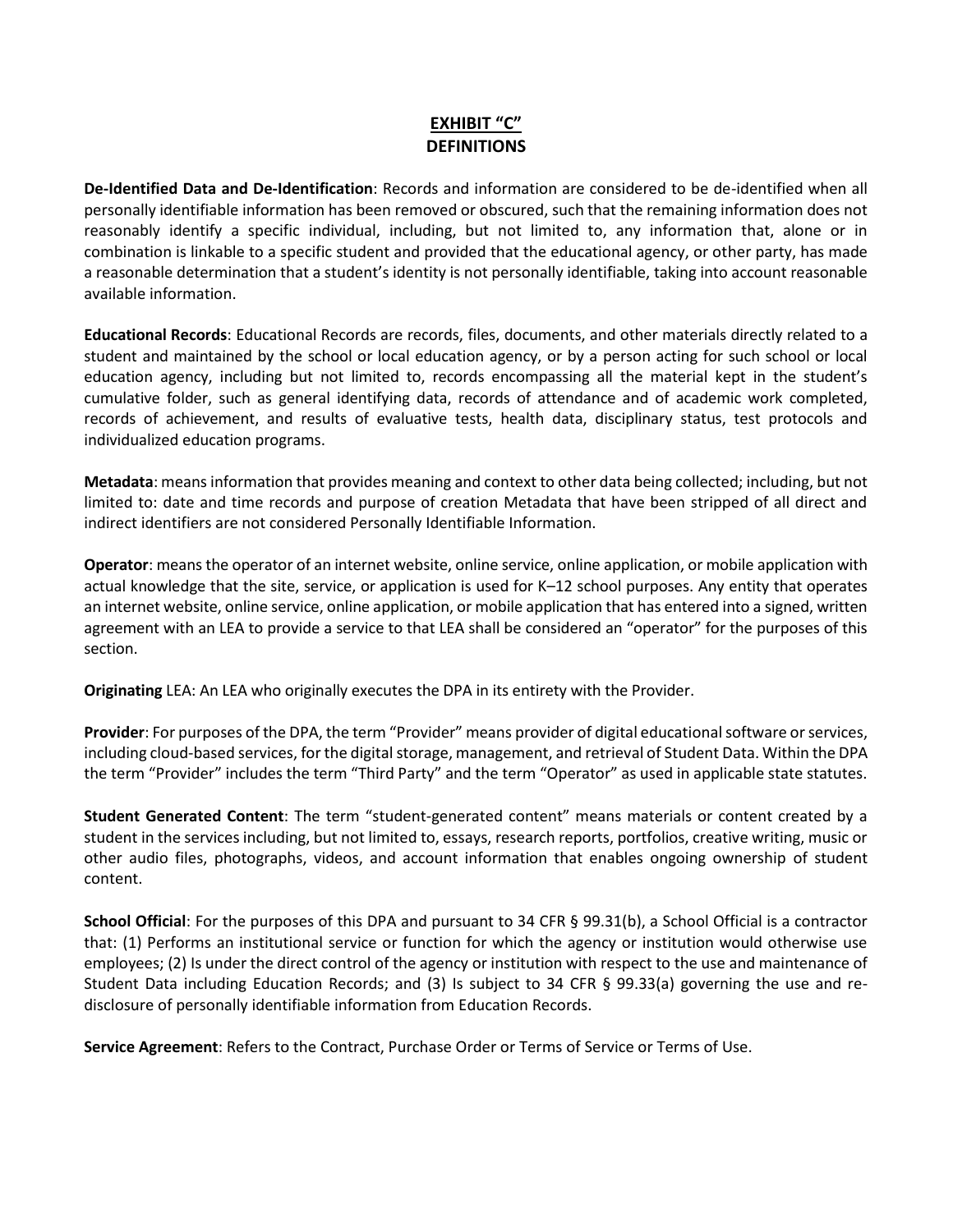# EXHIBIT "C"
## DEFINITIONS

**De-Identified Data and De-Identification**: Records and information are considered to be de-identified when all personally identifiable information has been removed or obscured, such that the remaining information does not reasonably identify a specific individual, including, but not limited to, any information that, alone or in combination is linkable to a specific student and provided that the educational agency, or other party, has made a reasonable determination that a student's identity is not personally identifiable, taking into account reasonable available information.

**Educational Records**: Educational Records are records, files, documents, and other materials directly related to a student and maintained by the school or local education agency, or by a person acting for such school or local education agency, including but not limited to, records encompassing all the material kept in the student's cumulative folder, such as general identifying data, records of attendance and of academic work completed, records of achievement, and results of evaluative tests, health data, disciplinary status, test protocols and individualized education programs.

**Metadata**: means information that provides meaning and context to other data being collected; including, but not limited to: date and time records and purpose of creation Metadata that have been stripped of all direct and indirect identifiers are not considered Personally Identifiable Information.

**Operator**: means the operator of an internet website, online service, online application, or mobile application with actual knowledge that the site, service, or application is used for K–12 school purposes. Any entity that operates an internet website, online service, online application, or mobile application that has entered into a signed, written agreement with an LEA to provide a service to that LEA shall be considered an "operator" for the purposes of this section.

**Originating** LEA: An LEA who originally executes the DPA in its entirety with the Provider.

**Provider**: For purposes of the DPA, the term "Provider" means provider of digital educational software or services, including cloud-based services, for the digital storage, management, and retrieval of Student Data. Within the DPA the term "Provider" includes the term "Third Party" and the term "Operator" as used in applicable state statutes.

**Student Generated Content**: The term "student-generated content" means materials or content created by a student in the services including, but not limited to, essays, research reports, portfolios, creative writing, music or other audio files, photographs, videos, and account information that enables ongoing ownership of student content.

**School Official**: For the purposes of this DPA and pursuant to 34 CFR § 99.31(b), a School Official is a contractor that: (1) Performs an institutional service or function for which the agency or institution would otherwise use employees; (2) Is under the direct control of the agency or institution with respect to the use and maintenance of Student Data including Education Records; and (3) Is subject to 34 CFR § 99.33(a) governing the use and re-disclosure of personally identifiable information from Education Records.

**Service Agreement**: Refers to the Contract, Purchase Order or Terms of Service or Terms of Use.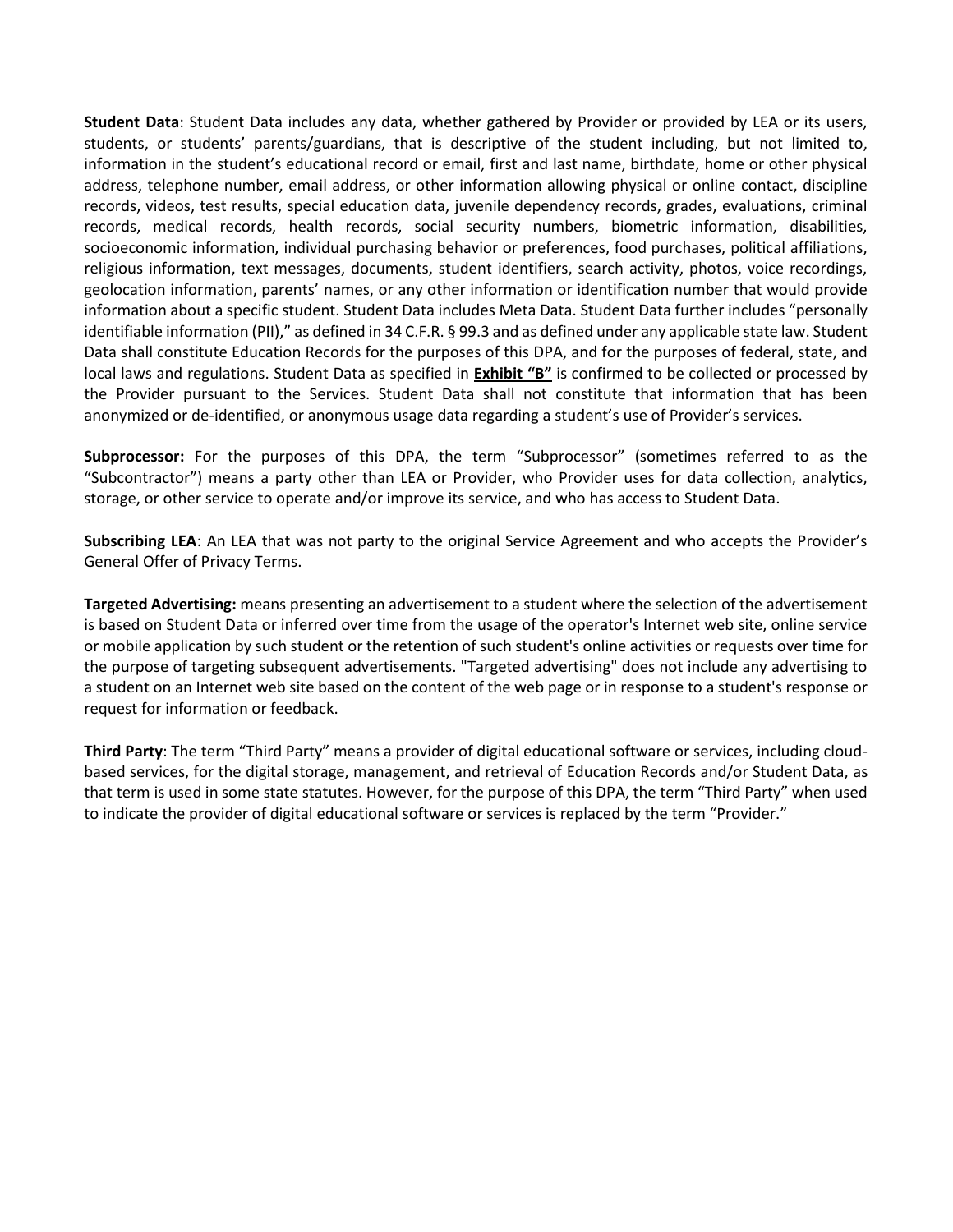**Student Data**: Student Data includes any data, whether gathered by Provider or provided by LEA or its users, students, or students' parents/guardians, that is descriptive of the student including, but not limited to, information in the student's educational record or email, first and last name, birthdate, home or other physical address, telephone number, email address, or other information allowing physical or online contact, discipline records, videos, test results, special education data, juvenile dependency records, grades, evaluations, criminal records, medical records, health records, social security numbers, biometric information, disabilities, socioeconomic information, individual purchasing behavior or preferences, food purchases, political affiliations, religious information, text messages, documents, student identifiers, search activity, photos, voice recordings, geolocation information, parents' names, or any other information or identification number that would provide information about a specific student. Student Data includes Meta Data. Student Data further includes "personally identifiable information (PII)," as defined in 34 C.F.R. § 99.3 and as defined under any applicable state law. Student Data shall constitute Education Records for the purposes of this DPA, and for the purposes of federal, state, and local laws and regulations. Student Data as specified in **Exhibit "B"** is confirmed to be collected or processed by the Provider pursuant to the Services. Student Data shall not constitute that information that has been anonymized or de-identified, or anonymous usage data regarding a student's use of Provider's services.

**Subprocessor:** For the purposes of this DPA, the term "Subprocessor" (sometimes referred to as the "Subcontractor") means a party other than LEA or Provider, who Provider uses for data collection, analytics, storage, or other service to operate and/or improve its service, and who has access to Student Data.

**Subscribing LEA**: An LEA that was not party to the original Service Agreement and who accepts the Provider's General Offer of Privacy Terms.

**Targeted Advertising:** means presenting an advertisement to a student where the selection of the advertisement is based on Student Data or inferred over time from the usage of the operator's Internet web site, online service or mobile application by such student or the retention of such student's online activities or requests over time for the purpose of targeting subsequent advertisements. "Targeted advertising" does not include any advertising to a student on an Internet web site based on the content of the web page or in response to a student's response or request for information or feedback.

**Third Party**: The term "Third Party" means a provider of digital educational software or services, including cloud-based services, for the digital storage, management, and retrieval of Education Records and/or Student Data, as that term is used in some state statutes. However, for the purpose of this DPA, the term "Third Party" when used to indicate the provider of digital educational software or services is replaced by the term "Provider."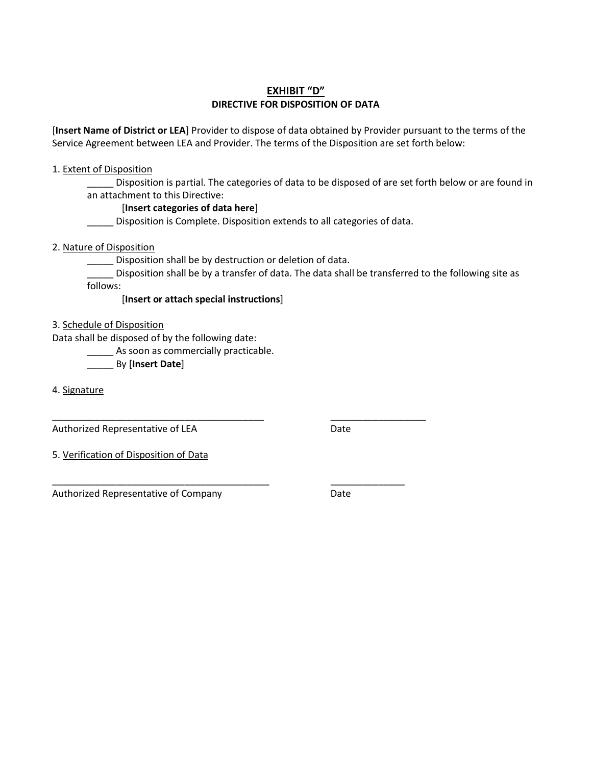# EXHIBIT "D"

## DIRECTIVE FOR DISPOSITION OF DATA

[**Insert Name of District or LEA**] Provider to dispose of data obtained by Provider pursuant to the terms of the Service Agreement between LEA and Provider. The terms of the Disposition are set forth below:

1. Extent of Disposition

    _____ Disposition is partial. The categories of data to be disposed of are set forth below or are found in an attachment to this Directive:

        [**Insert categories of data here**]

    _____ Disposition is Complete. Disposition extends to all categories of data.

2. Nature of Disposition

    _____ Disposition shall be by destruction or deletion of data.

    _____ Disposition shall be by a transfer of data. The data shall be transferred to the following site as follows:

        [**Insert or attach special instructions**]

3. Schedule of Disposition

Data shall be disposed of by the following date:

    _____ As soon as commercially practicable.

    _____ By [**Insert Date**]

4. Signature

_________________________________________ ________________

Authorized Representative of LEA Date

5. Verification of Disposition of Data

__________________________________________ ______________

Authorized Representative of Company Date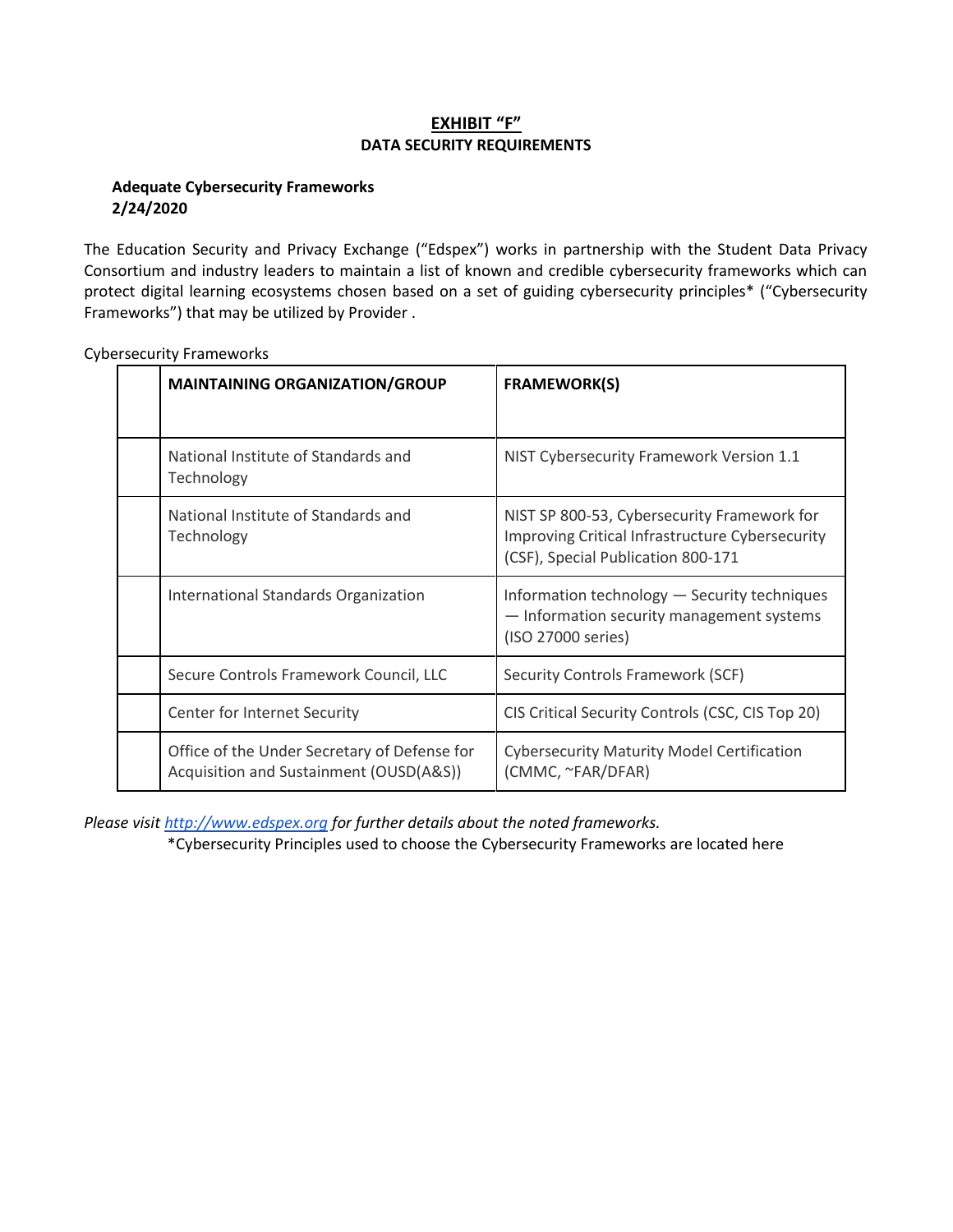# EXHIBIT "F"

## DATA SECURITY REQUIREMENTS

**Adequate Cybersecurity Frameworks**
**2/24/2020**

The Education Security and Privacy Exchange ("Edspex") works in partnership with the Student Data Privacy Consortium and industry leaders to maintain a list of known and credible cybersecurity frameworks which can protect digital learning ecosystems chosen based on a set of guiding cybersecurity principles* ("Cybersecurity Frameworks") that may be utilized by Provider .

Cybersecurity Frameworks

| | MAINTAINING ORGANIZATION/GROUP | FRAMEWORK(S) |
|---|---|---|
| | National Institute of Standards and Technology | NIST Cybersecurity Framework Version 1.1 |
| | National Institute of Standards and Technology | NIST SP 800-53, Cybersecurity Framework for Improving Critical Infrastructure Cybersecurity (CSF), Special Publication 800-171 |
| | International Standards Organization | Information technology — Security techniques — Information security management systems (ISO 27000 series) |
| | Secure Controls Framework Council, LLC | Security Controls Framework (SCF) |
| | Center for Internet Security | CIS Critical Security Controls (CSC, CIS Top 20) |
| | Office of the Under Secretary of Defense for Acquisition and Sustainment (OUSD(A&S)) | Cybersecurity Maturity Model Certification (CMMC, ~FAR/DFAR) |

*Please visit [http://www.edspex.org](http://www.edspex.org) for further details about the noted frameworks.*

*Cybersecurity Principles used to choose the Cybersecurity Frameworks are located here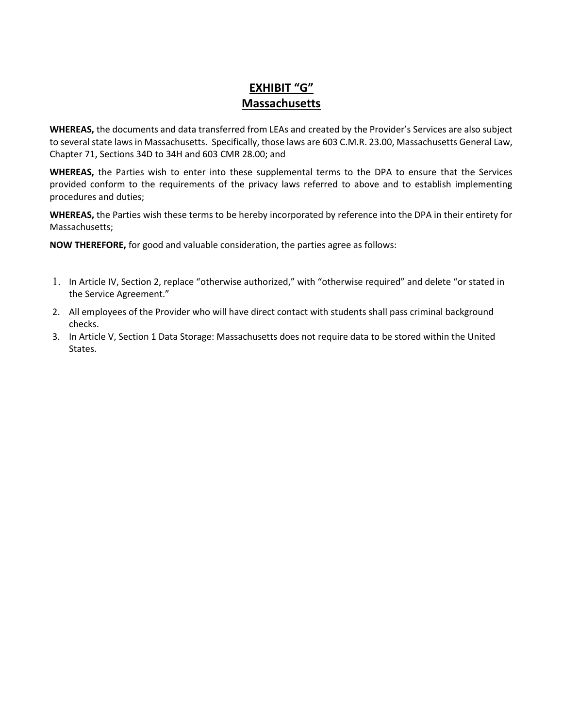# EXHIBIT "G"
## Massachusetts

**WHEREAS,** the documents and data transferred from LEAs and created by the Provider's Services are also subject to several state laws in Massachusetts. Specifically, those laws are 603 C.M.R. 23.00, Massachusetts General Law, Chapter 71, Sections 34D to 34H and 603 CMR 28.00; and

**WHEREAS,** the Parties wish to enter into these supplemental terms to the DPA to ensure that the Services provided conform to the requirements of the privacy laws referred to above and to establish implementing procedures and duties;

**WHEREAS,** the Parties wish these terms to be hereby incorporated by reference into the DPA in their entirety for Massachusetts;

**NOW THEREFORE,** for good and valuable consideration, the parties agree as follows:

1. In Article IV, Section 2, replace "otherwise authorized," with "otherwise required" and delete "or stated in the Service Agreement."
2. All employees of the Provider who will have direct contact with students shall pass criminal background checks.
3. In Article V, Section 1 Data Storage: Massachusetts does not require data to be stored within the United States.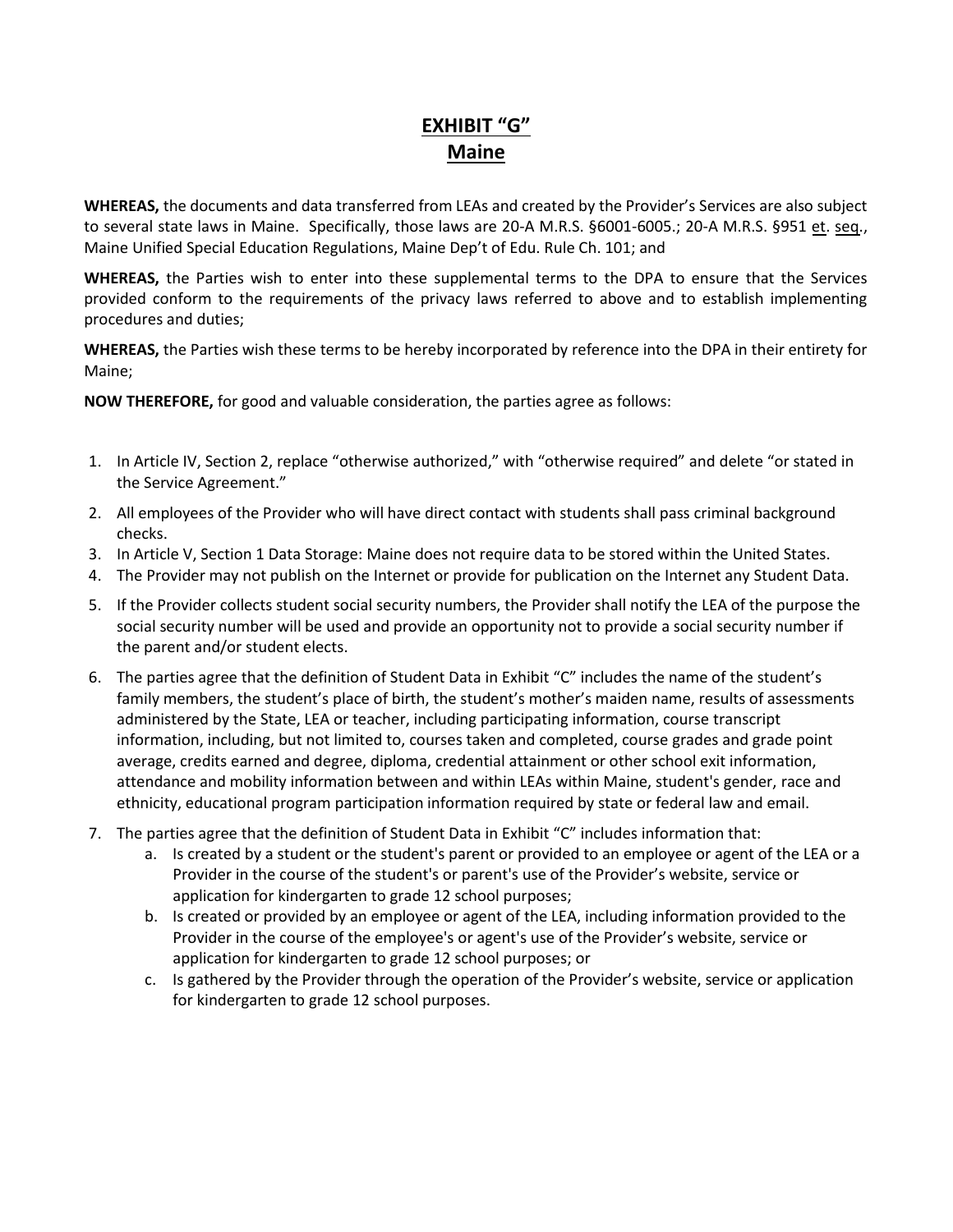# EXHIBIT "G"
## Maine

**WHEREAS,** the documents and data transferred from LEAs and created by the Provider's Services are also subject to several state laws in Maine. Specifically, those laws are 20-A M.R.S. §6001-6005.; 20-A M.R.S. §951 et. seq., Maine Unified Special Education Regulations, Maine Dep't of Edu. Rule Ch. 101; and

**WHEREAS,** the Parties wish to enter into these supplemental terms to the DPA to ensure that the Services provided conform to the requirements of the privacy laws referred to above and to establish implementing procedures and duties;

**WHEREAS,** the Parties wish these terms to be hereby incorporated by reference into the DPA in their entirety for Maine;

**NOW THEREFORE,** for good and valuable consideration, the parties agree as follows:

1. In Article IV, Section 2, replace "otherwise authorized," with "otherwise required" and delete "or stated in the Service Agreement."
2. All employees of the Provider who will have direct contact with students shall pass criminal background checks.
3. In Article V, Section 1 Data Storage: Maine does not require data to be stored within the United States.
4. The Provider may not publish on the Internet or provide for publication on the Internet any Student Data.
5. If the Provider collects student social security numbers, the Provider shall notify the LEA of the purpose the social security number will be used and provide an opportunity not to provide a social security number if the parent and/or student elects.
6. The parties agree that the definition of Student Data in Exhibit "C" includes the name of the student's family members, the student's place of birth, the student's mother's maiden name, results of assessments administered by the State, LEA or teacher, including participating information, course transcript information, including, but not limited to, courses taken and completed, course grades and grade point average, credits earned and degree, diploma, credential attainment or other school exit information, attendance and mobility information between and within LEAs within Maine, student's gender, race and ethnicity, educational program participation information required by state or federal law and email.
7. The parties agree that the definition of Student Data in Exhibit "C" includes information that:
   a. Is created by a student or the student's parent or provided to an employee or agent of the LEA or a Provider in the course of the student's or parent's use of the Provider's website, service or application for kindergarten to grade 12 school purposes;
   b. Is created or provided by an employee or agent of the LEA, including information provided to the Provider in the course of the employee's or agent's use of the Provider's website, service or application for kindergarten to grade 12 school purposes; or
   c. Is gathered by the Provider through the operation of the Provider's website, service or application for kindergarten to grade 12 school purposes.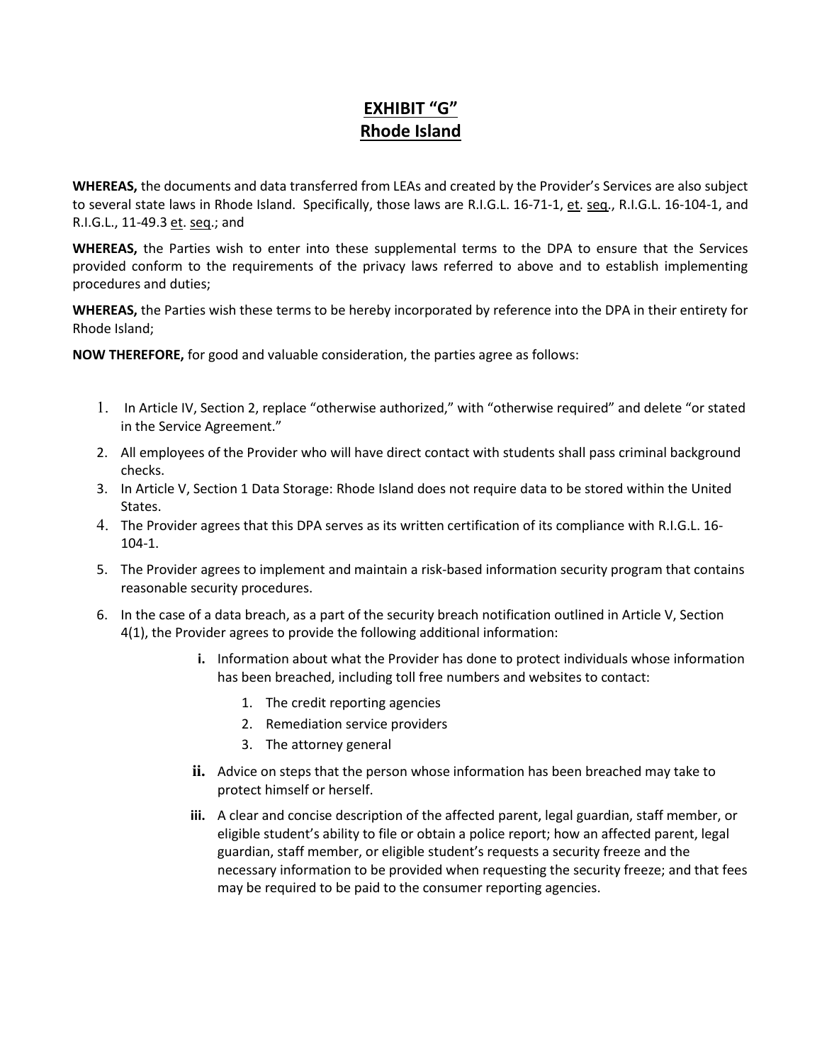# EXHIBIT "G"
## Rhode Island

**WHEREAS,** the documents and data transferred from LEAs and created by the Provider's Services are also subject to several state laws in Rhode Island. Specifically, those laws are R.I.G.L. 16-71-1, et. seq., R.I.G.L. 16-104-1, and R.I.G.L., 11-49.3 et. seq.; and

**WHEREAS,** the Parties wish to enter into these supplemental terms to the DPA to ensure that the Services provided conform to the requirements of the privacy laws referred to above and to establish implementing procedures and duties;

**WHEREAS,** the Parties wish these terms to be hereby incorporated by reference into the DPA in their entirety for Rhode Island;

**NOW THEREFORE,** for good and valuable consideration, the parties agree as follows:

1. In Article IV, Section 2, replace "otherwise authorized," with "otherwise required" and delete "or stated in the Service Agreement."
2. All employees of the Provider who will have direct contact with students shall pass criminal background checks.
3. In Article V, Section 1 Data Storage: Rhode Island does not require data to be stored within the United States.
4. The Provider agrees that this DPA serves as its written certification of its compliance with R.I.G.L. 16-104-1.
5. The Provider agrees to implement and maintain a risk-based information security program that contains reasonable security procedures.
6. In the case of a data breach, as a part of the security breach notification outlined in Article V, Section 4(1), the Provider agrees to provide the following additional information:
   - **i.** Information about what the Provider has done to protect individuals whose information has been breached, including toll free numbers and websites to contact:
     1. The credit reporting agencies
     2. Remediation service providers
     3. The attorney general
   - **ii.** Advice on steps that the person whose information has been breached may take to protect himself or herself.
   - **iii.** A clear and concise description of the affected parent, legal guardian, staff member, or eligible student's ability to file or obtain a police report; how an affected parent, legal guardian, staff member, or eligible student's requests a security freeze and the necessary information to be provided when requesting the security freeze; and that fees may be required to be paid to the consumer reporting agencies.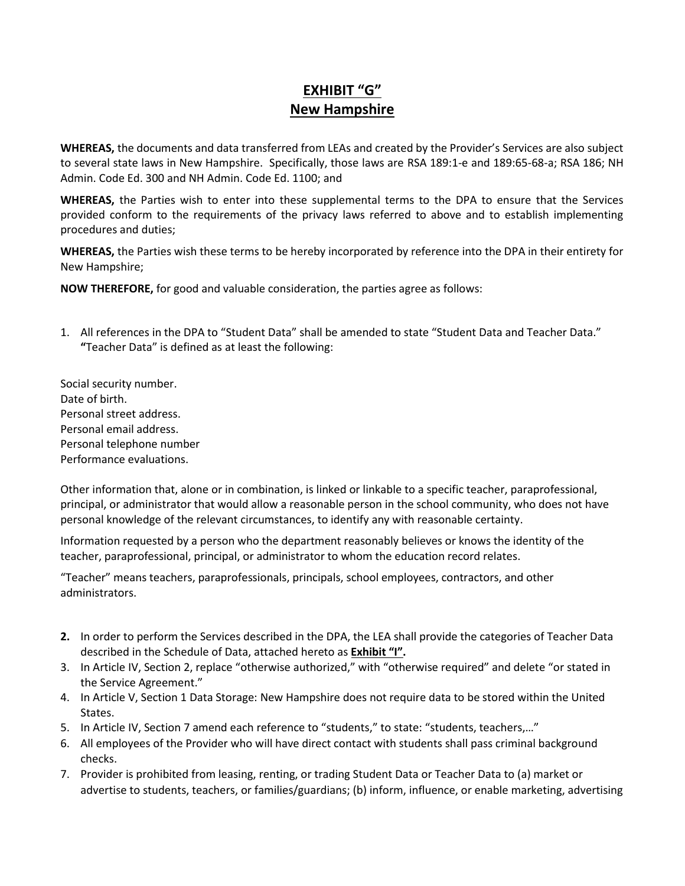# EXHIBIT "G"
## New Hampshire

**WHEREAS,** the documents and data transferred from LEAs and created by the Provider's Services are also subject to several state laws in New Hampshire. Specifically, those laws are RSA 189:1-e and 189:65-68-a; RSA 186; NH Admin. Code Ed. 300 and NH Admin. Code Ed. 1100; and

**WHEREAS,** the Parties wish to enter into these supplemental terms to the DPA to ensure that the Services provided conform to the requirements of the privacy laws referred to above and to establish implementing procedures and duties;

**WHEREAS,** the Parties wish these terms to be hereby incorporated by reference into the DPA in their entirety for New Hampshire;

**NOW THEREFORE,** for good and valuable consideration, the parties agree as follows:

1. All references in the DPA to "Student Data" shall be amended to state "Student Data and Teacher Data." **"**Teacher Data" is defined as at least the following:

Social security number.
Date of birth.
Personal street address.
Personal email address.
Personal telephone number
Performance evaluations.

Other information that, alone or in combination, is linked or linkable to a specific teacher, paraprofessional, principal, or administrator that would allow a reasonable person in the school community, who does not have personal knowledge of the relevant circumstances, to identify any with reasonable certainty.

Information requested by a person who the department reasonably believes or knows the identity of the teacher, paraprofessional, principal, or administrator to whom the education record relates.

"Teacher" means teachers, paraprofessionals, principals, school employees, contractors, and other administrators.

2. In order to perform the Services described in the DPA, the LEA shall provide the categories of Teacher Data described in the Schedule of Data, attached hereto as **Exhibit "I".**
3. In Article IV, Section 2, replace "otherwise authorized," with "otherwise required" and delete "or stated in the Service Agreement."
4. In Article V, Section 1 Data Storage: New Hampshire does not require data to be stored within the United States.
5. In Article IV, Section 7 amend each reference to "students," to state: "students, teachers,…"
6. All employees of the Provider who will have direct contact with students shall pass criminal background checks.
7. Provider is prohibited from leasing, renting, or trading Student Data or Teacher Data to (a) market or advertise to students, teachers, or families/guardians; (b) inform, influence, or enable marketing, advertising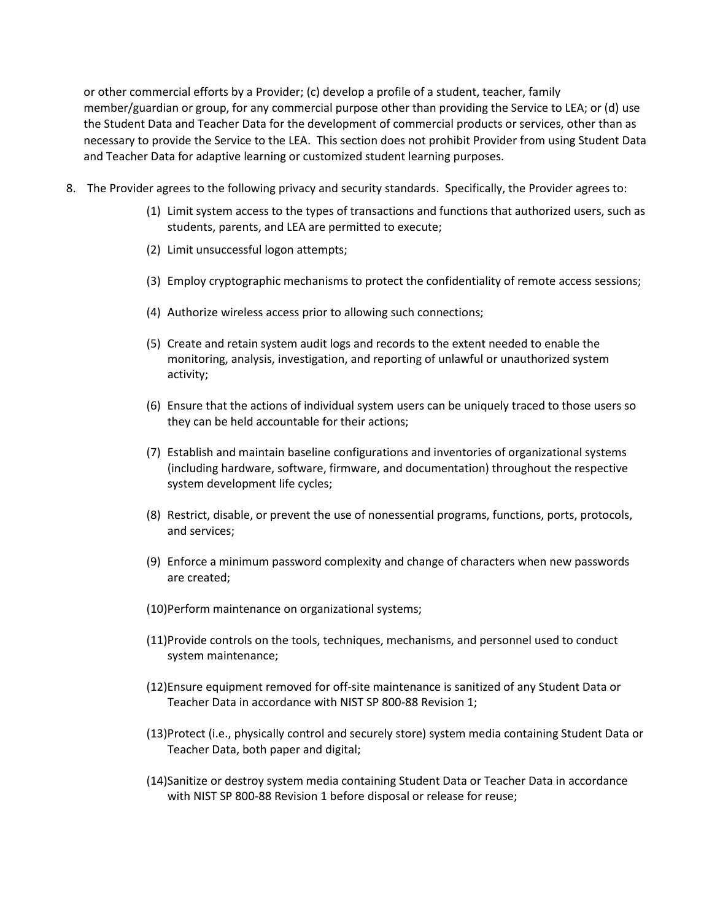or other commercial efforts by a Provider; (c) develop a profile of a student, teacher, family member/guardian or group, for any commercial purpose other than providing the Service to LEA; or (d) use the Student Data and Teacher Data for the development of commercial products or services, other than as necessary to provide the Service to the LEA. This section does not prohibit Provider from using Student Data and Teacher Data for adaptive learning or customized student learning purposes.

8. The Provider agrees to the following privacy and security standards. Specifically, the Provider agrees to:

   (1) Limit system access to the types of transactions and functions that authorized users, such as students, parents, and LEA are permitted to execute;

   (2) Limit unsuccessful logon attempts;

   (3) Employ cryptographic mechanisms to protect the confidentiality of remote access sessions;

   (4) Authorize wireless access prior to allowing such connections;

   (5) Create and retain system audit logs and records to the extent needed to enable the monitoring, analysis, investigation, and reporting of unlawful or unauthorized system activity;

   (6) Ensure that the actions of individual system users can be uniquely traced to those users so they can be held accountable for their actions;

   (7) Establish and maintain baseline configurations and inventories of organizational systems (including hardware, software, firmware, and documentation) throughout the respective system development life cycles;

   (8) Restrict, disable, or prevent the use of nonessential programs, functions, ports, protocols, and services;

   (9) Enforce a minimum password complexity and change of characters when new passwords are created;

   (10) Perform maintenance on organizational systems;

   (11) Provide controls on the tools, techniques, mechanisms, and personnel used to conduct system maintenance;

   (12) Ensure equipment removed for off-site maintenance is sanitized of any Student Data or Teacher Data in accordance with NIST SP 800-88 Revision 1;

   (13) Protect (i.e., physically control and securely store) system media containing Student Data or Teacher Data, both paper and digital;

   (14) Sanitize or destroy system media containing Student Data or Teacher Data in accordance with NIST SP 800-88 Revision 1 before disposal or release for reuse;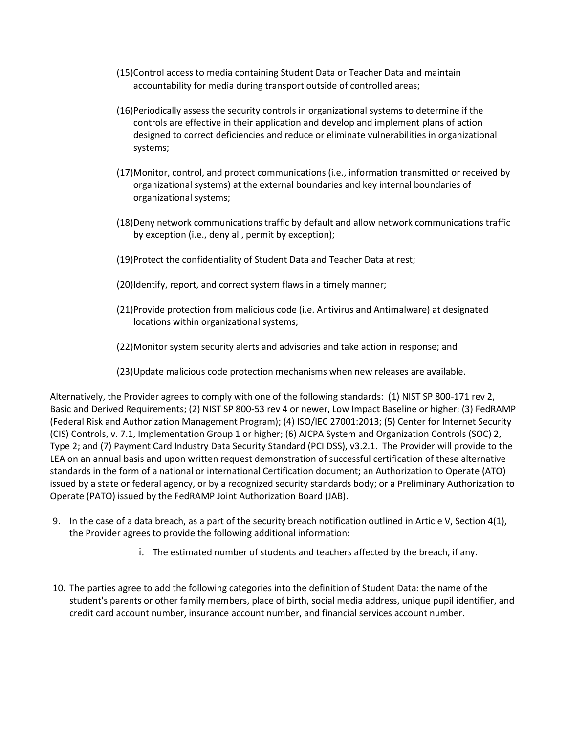(15) Control access to media containing Student Data or Teacher Data and maintain accountability for media during transport outside of controlled areas;

(16) Periodically assess the security controls in organizational systems to determine if the controls are effective in their application and develop and implement plans of action designed to correct deficiencies and reduce or eliminate vulnerabilities in organizational systems;

(17) Monitor, control, and protect communications (i.e., information transmitted or received by organizational systems) at the external boundaries and key internal boundaries of organizational systems;

(18) Deny network communications traffic by default and allow network communications traffic by exception (i.e., deny all, permit by exception);

(19) Protect the confidentiality of Student Data and Teacher Data at rest;

(20) Identify, report, and correct system flaws in a timely manner;

(21) Provide protection from malicious code (i.e. Antivirus and Antimalware) at designated locations within organizational systems;

(22) Monitor system security alerts and advisories and take action in response; and

(23) Update malicious code protection mechanisms when new releases are available.

Alternatively, the Provider agrees to comply with one of the following standards: (1) NIST SP 800-171 rev 2, Basic and Derived Requirements; (2) NIST SP 800-53 rev 4 or newer, Low Impact Baseline or higher; (3) FedRAMP (Federal Risk and Authorization Management Program); (4) ISO/IEC 27001:2013; (5) Center for Internet Security (CIS) Controls, v. 7.1, Implementation Group 1 or higher; (6) AICPA System and Organization Controls (SOC) 2, Type 2; and (7) Payment Card Industry Data Security Standard (PCI DSS), v3.2.1. The Provider will provide to the LEA on an annual basis and upon written request demonstration of successful certification of these alternative standards in the form of a national or international Certification document; an Authorization to Operate (ATO) issued by a state or federal agency, or by a recognized security standards body; or a Preliminary Authorization to Operate (PATO) issued by the FedRAMP Joint Authorization Board (JAB).

9. In the case of a data breach, as a part of the security breach notification outlined in Article V, Section 4(1), the Provider agrees to provide the following additional information:

    i. The estimated number of students and teachers affected by the breach, if any.

10. The parties agree to add the following categories into the definition of Student Data: the name of the student's parents or other family members, place of birth, social media address, unique pupil identifier, and credit card account number, insurance account number, and financial services account number.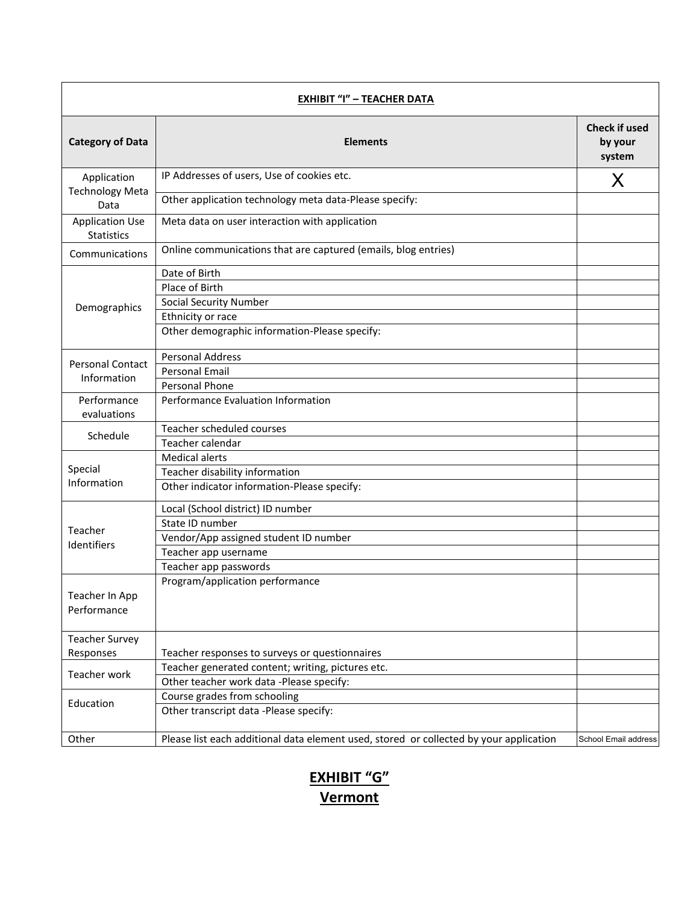| **EXHIBIT "I" – TEACHER DATA** | | |
|---|---|---|
| **Category of Data** | **Elements** | **Check if used by your system** |
| Application Technology Meta Data | IP Addresses of users, Use of cookies etc. | X |
| | Other application technology meta data-Please specify: | |
| Application Use Statistics | Meta data on user interaction with application | |
| Communications | Online communications that are captured (emails, blog entries) | |
| Demographics | Date of Birth | |
| | Place of Birth | |
| | Social Security Number | |
| | Ethnicity or race | |
| | Other demographic information-Please specify: | |
| Personal Contact Information | Personal Address | |
| | Personal Email | |
| | Personal Phone | |
| Performance evaluations | Performance Evaluation Information | |
| Schedule | Teacher scheduled courses | |
| | Teacher calendar | |
| Special Information | Medical alerts | |
| | Teacher disability information | |
| | Other indicator information-Please specify: | |
| Teacher Identifiers | Local (School district) ID number | |
| | State ID number | |
| | Vendor/App assigned student ID number | |
| | Teacher app username | |
| | Teacher app passwords | |
| Teacher In App Performance | Program/application performance | |
| Teacher Survey Responses | Teacher responses to surveys or questionnaires | |
| Teacher work | Teacher generated content; writing, pictures etc. | |
| | Other teacher work data -Please specify: | |
| Education | Course grades from schooling | |
| | Other transcript data -Please specify: | |
| Other | Please list each additional data element used, stored or collected by your application | School Email address |

# EXHIBIT "G"

# Vermont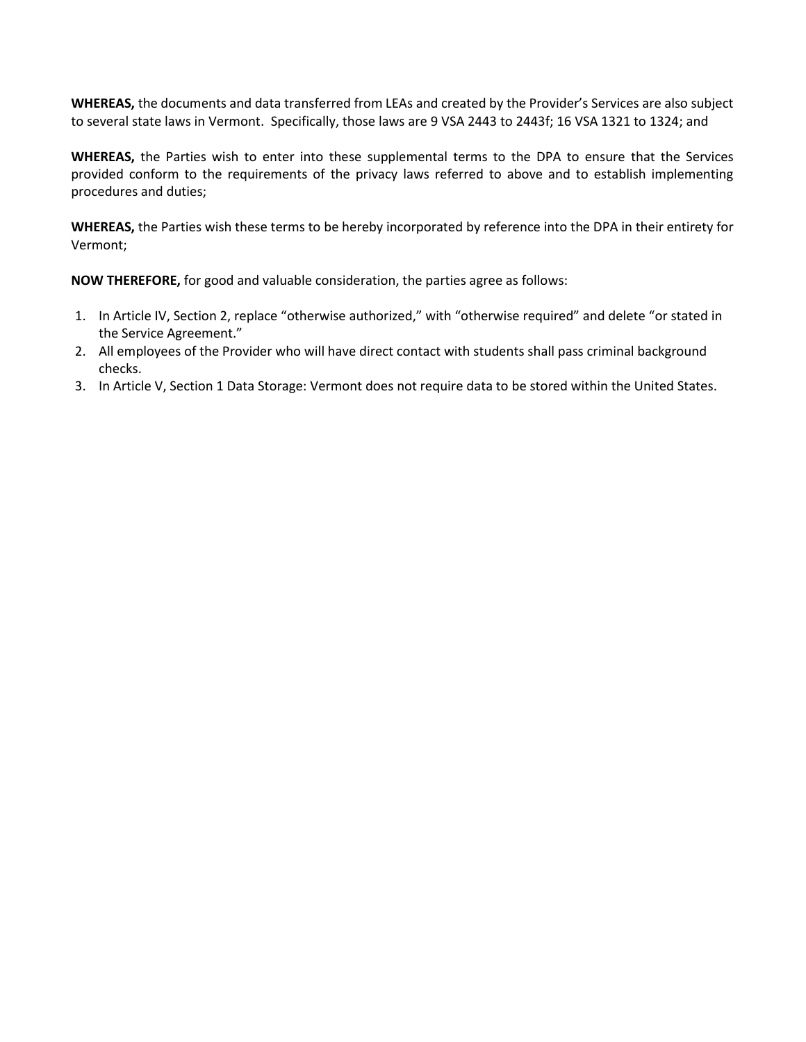**WHEREAS,** the documents and data transferred from LEAs and created by the Provider's Services are also subject to several state laws in Vermont. Specifically, those laws are 9 VSA 2443 to 2443f; 16 VSA 1321 to 1324; and

**WHEREAS,** the Parties wish to enter into these supplemental terms to the DPA to ensure that the Services provided conform to the requirements of the privacy laws referred to above and to establish implementing procedures and duties;

**WHEREAS,** the Parties wish these terms to be hereby incorporated by reference into the DPA in their entirety for Vermont;

**NOW THEREFORE,** for good and valuable consideration, the parties agree as follows:

1. In Article IV, Section 2, replace "otherwise authorized," with "otherwise required" and delete "or stated in the Service Agreement."
2. All employees of the Provider who will have direct contact with students shall pass criminal background checks.
3. In Article V, Section 1 Data Storage: Vermont does not require data to be stored within the United States.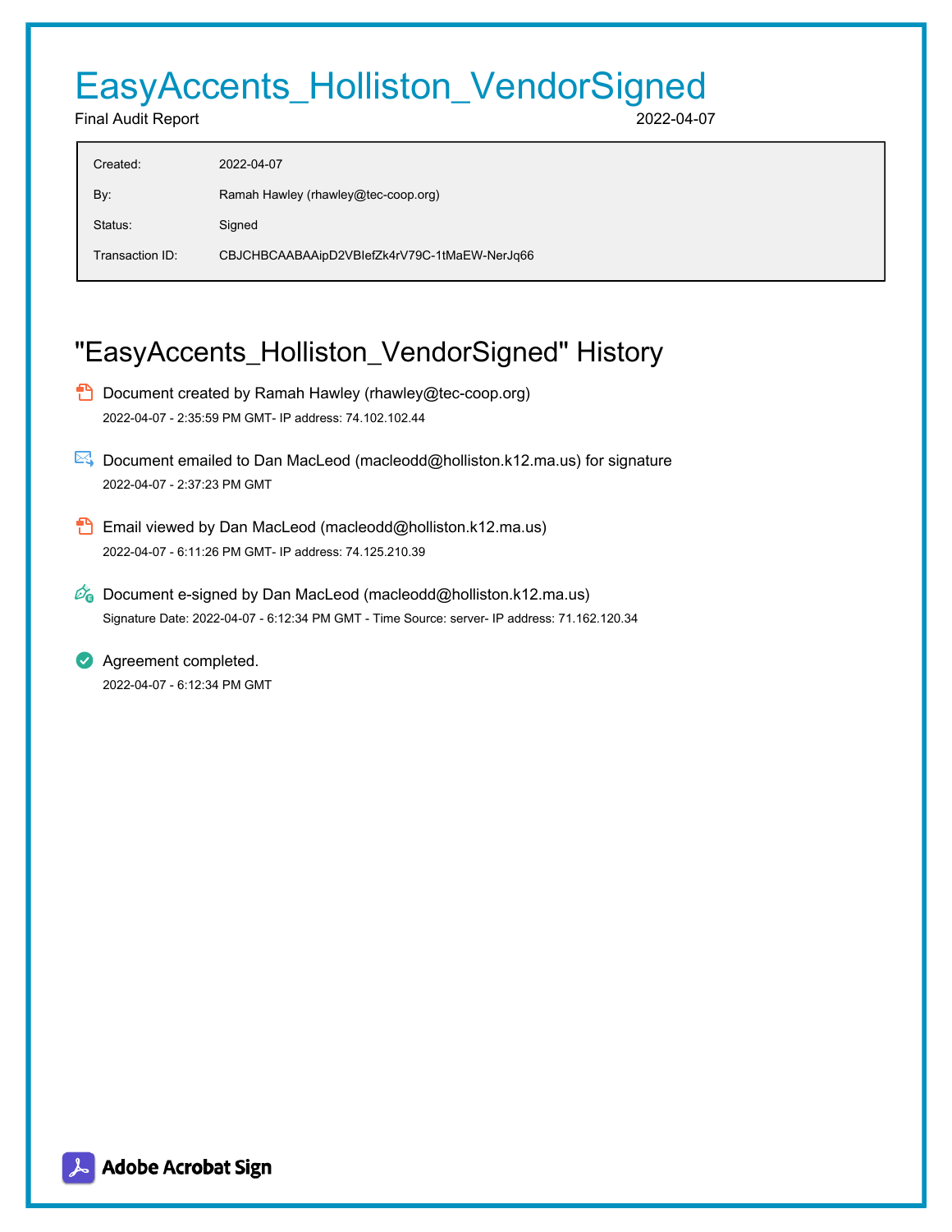# EasyAccents_Holliston_VendorSigned

Final Audit Report 2022-04-07

| | |
|---|---|
| Created: | 2022-04-07 |
| By: | Ramah Hawley (rhawley@tec-coop.org) |
| Status: | Signed |
| Transaction ID: | CBJCHBCAABAAipD2VBIefZk4rV79C-1tMaEW-NerJq66 |

## "EasyAccents_Holliston_VendorSigned" History

- Document created by Ramah Hawley (rhawley@tec-coop.org)
  2022-04-07 - 2:35:59 PM GMT- IP address: 74.102.102.44

- Document emailed to Dan MacLeod (macleodd@holliston.k12.ma.us) for signature
  2022-04-07 - 2:37:23 PM GMT

- Email viewed by Dan MacLeod (macleodd@holliston.k12.ma.us)
  2022-04-07 - 6:11:26 PM GMT- IP address: 74.125.210.39

- Document e-signed by Dan MacLeod (macleodd@holliston.k12.ma.us)
  Signature Date: 2022-04-07 - 6:12:34 PM GMT - Time Source: server- IP address: 71.162.120.34

- Agreement completed.
  2022-04-07 - 6:12:34 PM GMT

Adobe Acrobat Sign